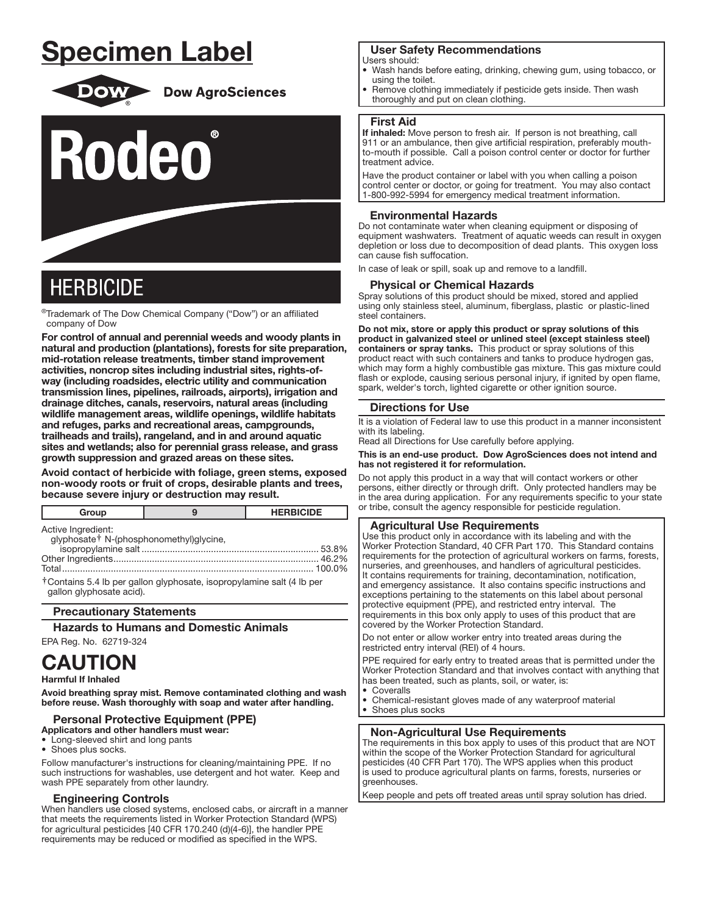# Specimen Label

Dow AgroSciences

# Rodeo®

## HERBICIDE

®Trademark of The Dow Chemical Company ("Dow") or an affiliated company of Dow

**For control of annual and perennial weeds and woody plants in natural and production (plantations), forests for site preparation, mid-rotation release treatments, timber stand improvement activities, noncrop sites including industrial sites, rights-of-way (including roadsides, electric utility and communication transmission lines, pipelines, railroads, airports), irrigation and drainage ditches, canals, reservoirs, natural areas (including wildlife management areas, wildlife openings, wildlife habitats and refuges, parks and recreational areas, campgrounds, trailheads and trails), rangeland, and in and around aquatic sites and wetlands; also for perennial grass release, and grass growth suppression and grazed areas on these sites.**

**Avoid contact of herbicide with foliage, green stems, exposed non-woody roots or fruit of crops, desirable plants and trees, because severe injury or destruction may result.**

| Group | 9 | HERBICIDE |
|---|---|---|

Active Ingredient:
glyphosate† N-(phosphonomethyl)glycine,
isopropylamine salt .................................................................... 53.8%
Other Ingredients............................................................................... 46.2%
Total.................................................................................................. 100.0%

†Contains 5.4 lb per gallon glyphosate, isopropylamine salt (4 lb per gallon glyphosate acid).

### Precautionary Statements

### Hazards to Humans and Domestic Animals

EPA Reg. No. 62719-324

## CAUTION

**Harmful If Inhaled**

**Avoid breathing spray mist. Remove contaminated clothing and wash before reuse. Wash thoroughly with soap and water after handling.**

### Personal Protective Equipment (PPE)

**Applicators and other handlers must wear:**

- Long-sleeved shirt and long pants
- Shoes plus socks.

Follow manufacturer's instructions for cleaning/maintaining PPE. If no such instructions for washables, use detergent and hot water. Keep and wash PPE separately from other laundry.

### Engineering Controls

When handlers use closed systems, enclosed cabs, or aircraft in a manner that meets the requirements listed in Worker Protection Standard (WPS) for agricultural pesticides [40 CFR 170.240 (d)(4-6)], the handler PPE requirements may be reduced or modified as specified in the WPS.

### User Safety Recommendations

Users should:

- Wash hands before eating, drinking, chewing gum, using tobacco, or using the toilet.
- Remove clothing immediately if pesticide gets inside. Then wash thoroughly and put on clean clothing.

### First Aid

**If inhaled:** Move person to fresh air. If person is not breathing, call 911 or an ambulance, then give artificial respiration, preferably mouth-to-mouth if possible. Call a poison control center or doctor for further treatment advice.

Have the product container or label with you when calling a poison control center or doctor, or going for treatment. You may also contact 1-800-992-5994 for emergency medical treatment information.

### Environmental Hazards

Do not contaminate water when cleaning equipment or disposing of equipment washwaters. Treatment of aquatic weeds can result in oxygen depletion or loss due to decomposition of dead plants. This oxygen loss can cause fish suffocation.

In case of leak or spill, soak up and remove to a landfill.

### Physical or Chemical Hazards

Spray solutions of this product should be mixed, stored and applied using only stainless steel, aluminum, fiberglass, plastic or plastic-lined steel containers.

**Do not mix, store or apply this product or spray solutions of this product in galvanized steel or unlined steel (except stainless steel) containers or spray tanks.** This product or spray solutions of this product react with such containers and tanks to produce hydrogen gas, which may form a highly combustible gas mixture. This gas mixture could flash or explode, causing serious personal injury, if ignited by open flame, spark, welder's torch, lighted cigarette or other ignition source.

### Directions for Use

It is a violation of Federal law to use this product in a manner inconsistent with its labeling.

Read all Directions for Use carefully before applying.

**This is an end-use product. Dow AgroSciences does not intend and has not registered it for reformulation.**

Do not apply this product in a way that will contact workers or other persons, either directly or through drift. Only protected handlers may be in the area during application. For any requirements specific to your state or tribe, consult the agency responsible for pesticide regulation.

### Agricultural Use Requirements

Use this product only in accordance with its labeling and with the Worker Protection Standard, 40 CFR Part 170. This Standard contains requirements for the protection of agricultural workers on farms, forests, nurseries, and greenhouses, and handlers of agricultural pesticides. It contains requirements for training, decontamination, notification, and emergency assistance. It also contains specific instructions and exceptions pertaining to the statements on this label about personal protective equipment (PPE), and restricted entry interval. The requirements in this box only apply to uses of this product that are covered by the Worker Protection Standard.

Do not enter or allow worker entry into treated areas during the restricted entry interval (REI) of 4 hours.

PPE required for early entry to treated areas that is permitted under the Worker Protection Standard and that involves contact with anything that has been treated, such as plants, soil, or water, is:

- Coveralls
- Chemical-resistant gloves made of any waterproof material
- Shoes plus socks

### Non-Agricultural Use Requirements

The requirements in this box apply to uses of this product that are NOT within the scope of the Worker Protection Standard for agricultural pesticides (40 CFR Part 170). The WPS applies when this product is used to produce agricultural plants on farms, forests, nurseries or greenhouses.

Keep people and pets off treated areas until spray solution has dried.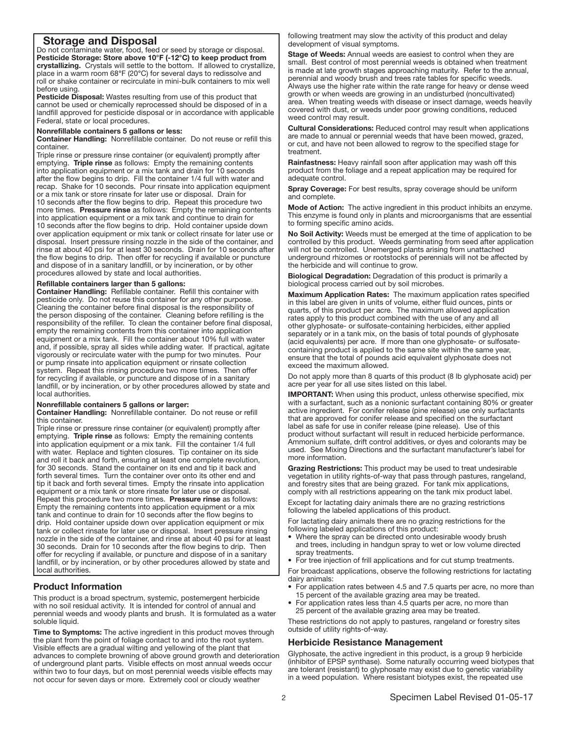## Storage and Disposal

Do not contaminate water, food, feed or seed by storage or disposal.

**Pesticide Storage: Store above 10°F (-12°C) to keep product from crystallizing.** Crystals will settle to the bottom. If allowed to crystallize, place in a warm room 68°F (20°C) for several days to redissolve and roll or shake container or recirculate in mini-bulk containers to mix well before using.

**Pesticide Disposal:** Wastes resulting from use of this product that cannot be used or chemically reprocessed should be disposed of in a landfill approved for pesticide disposal or in accordance with applicable Federal, state or local procedures.

**Nonrefillable containers 5 gallons or less:**

**Container Handling:** Nonrefillable container. Do not reuse or refill this container.

Triple rinse or pressure rinse container (or equivalent) promptly after emptying. **Triple rinse** as follows: Empty the remaining contents into application equipment or a mix tank and drain for 10 seconds after the flow begins to drip. Fill the container 1/4 full with water and recap. Shake for 10 seconds. Pour rinsate into application equipment or a mix tank or store rinsate for later use or disposal. Drain for 10 seconds after the flow begins to drip. Repeat this procedure two more times. **Pressure rinse** as follows: Empty the remaining contents into application equipment or a mix tank and continue to drain for 10 seconds after the flow begins to drip. Hold container upside down over application equipment or mix tank or collect rinsate for later use or disposal. Insert pressure rinsing nozzle in the side of the container, and rinse at about 40 psi for at least 30 seconds. Drain for 10 seconds after the flow begins to drip. Then offer for recycling if available or puncture and dispose of in a sanitary landfill, or by incineration, or by other procedures allowed by state and local authorities.

**Refillable containers larger than 5 gallons:**

**Container Handling:** Refillable container. Refill this container with pesticide only. Do not reuse this container for any other purpose. Cleaning the container before final disposal is the responsibility of the person disposing of the container. Cleaning before refilling is the responsibility of the refiller. To clean the container before final disposal, empty the remaining contents from this container into application equipment or a mix tank. Fill the container about 10% full with water and, if possible, spray all sides while adding water. If practical, agitate vigorously or recirculate water with the pump for two minutes. Pour or pump rinsate into application equipment or rinsate collection system. Repeat this rinsing procedure two more times. Then offer for recycling if available, or puncture and dispose of in a sanitary landfill, or by incineration, or by other procedures allowed by state and local authorities.

**Nonrefillable containers 5 gallons or larger:**

**Container Handling:** Nonrefillable container. Do not reuse or refill this container.

Triple rinse or pressure rinse container (or equivalent) promptly after emptying. **Triple rinse** as follows: Empty the remaining contents into application equipment or a mix tank. Fill the container 1/4 full with water. Replace and tighten closures. Tip container on its side and roll it back and forth, ensuring at least one complete revolution, for 30 seconds. Stand the container on its end and tip it back and forth several times. Turn the container over onto its other end and tip it back and forth several times. Empty the rinsate into application equipment or a mix tank or store rinsate for later use or disposal. Repeat this procedure two more times. **Pressure rinse** as follows: Empty the remaining contents into application equipment or a mix tank and continue to drain for 10 seconds after the flow begins to drip. Hold container upside down over application equipment or mix tank or collect rinsate for later use or disposal. Insert pressure rinsing nozzle in the side of the container, and rinse at about 40 psi for at least 30 seconds. Drain for 10 seconds after the flow begins to drip. Then offer for recycling if available, or puncture and dispose of in a sanitary landfill, or by incineration, or by other procedures allowed by state and local authorities.

## Product Information

This product is a broad spectrum, systemic, postemergent herbicide with no soil residual activity. It is intended for control of annual and perennial weeds and woody plants and brush. It is formulated as a water soluble liquid.

**Time to Symptoms:** The active ingredient in this product moves through the plant from the point of foliage contact to and into the root system. Visible effects are a gradual wilting and yellowing of the plant that advances to complete browning of above ground growth and deterioration of underground plant parts. Visible effects on most annual weeds occur within two to four days, but on most perennial weeds visible effects may not occur for seven days or more. Extremely cool or cloudy weather following treatment may slow the activity of this product and delay development of visual symptoms.

**Stage of Weeds:** Annual weeds are easiest to control when they are small. Best control of most perennial weeds is obtained when treatment is made at late growth stages approaching maturity. Refer to the annual, perennial and woody brush and trees rate tables for specific weeds. Always use the higher rate within the rate range for heavy or dense weed growth or when weeds are growing in an undisturbed (noncultivated) area. When treating weeds with disease or insect damage, weeds heavily covered with dust, or weeds under poor growing conditions, reduced weed control may result.

**Cultural Considerations:** Reduced control may result when applications are made to annual or perennial weeds that have been mowed, grazed, or cut, and have not been allowed to regrow to the specified stage for treatment.

**Rainfastness:** Heavy rainfall soon after application may wash off this product from the foliage and a repeat application may be required for adequate control.

**Spray Coverage:** For best results, spray coverage should be uniform and complete.

**Mode of Action:** The active ingredient in this product inhibits an enzyme. This enzyme is found only in plants and microorganisms that are essential to forming specific amino acids.

**No Soil Activity:** Weeds must be emerged at the time of application to be controlled by this product. Weeds germinating from seed after application will not be controlled. Unemerged plants arising from unattached underground rhizomes or rootstocks of perennials will not be affected by the herbicide and will continue to grow.

**Biological Degradation:** Degradation of this product is primarily a biological process carried out by soil microbes.

**Maximum Application Rates:** The maximum application rates specified in this label are given in units of volume, either fluid ounces, pints or quarts, of this product per acre. The maximum allowed application rates apply to this product combined with the use of any and all other glyphosate- or sulfosate-containing herbicides, either applied separately or in a tank mix, on the basis of total pounds of glyphosate (acid equivalents) per acre. If more than one glyphosate- or sulfosate-containing product is applied to the same site within the same year, ensure that the total of pounds acid equivalent glyphosate does not exceed the maximum allowed.

Do not apply more than 8 quarts of this product (8 lb glyphosate acid) per acre per year for all use sites listed on this label.

**IMPORTANT:** When using this product, unless otherwise specified, mix with a surfactant, such as a nonionic surfactant containing 80% or greater active ingredient. For conifer release (pine release) use only surfactants that are approved for conifer release and specified on the surfactant label as safe for use in conifer release (pine release). Use of this product without surfactant will result in reduced herbicide performance. Ammonium sulfate, drift control additives, or dyes and colorants may be used. See Mixing Directions and the surfactant manufacturer's label for more information.

**Grazing Restrictions:** This product may be used to treat undesirable vegetation in utility rights-of-way that pass through pastures, rangeland, and forestry sites that are being grazed. For tank mix applications, comply with all restrictions appearing on the tank mix product label.

Except for lactating dairy animals there are no grazing restrictions following the labeled applications of this product.

For lactating dairy animals there are no grazing restrictions for the following labeled applications of this product:

- Where the spray can be directed onto undesirable woody brush and trees, including in handgun spray to wet or low volume directed spray treatments.
- For tree injection of frill applications and for cut stump treatments.

For broadcast applications, observe the following restrictions for lactating dairy animals:

- For application rates between 4.5 and 7.5 quarts per acre, no more than 15 percent of the available grazing area may be treated.
- For application rates less than 4.5 quarts per acre, no more than 25 percent of the available grazing area may be treated.

These restrictions do not apply to pastures, rangeland or forestry sites outside of utility rights-of-way.

### Herbicide Resistance Management

Glyphosate, the active ingredient in this product, is a group 9 herbicide (inhibitor of EPSP synthase). Some naturally occurring weed biotypes that are tolerant (resistant) to glyphosate may exist due to genetic variability in a weed population. Where resistant biotypes exist, the repeated use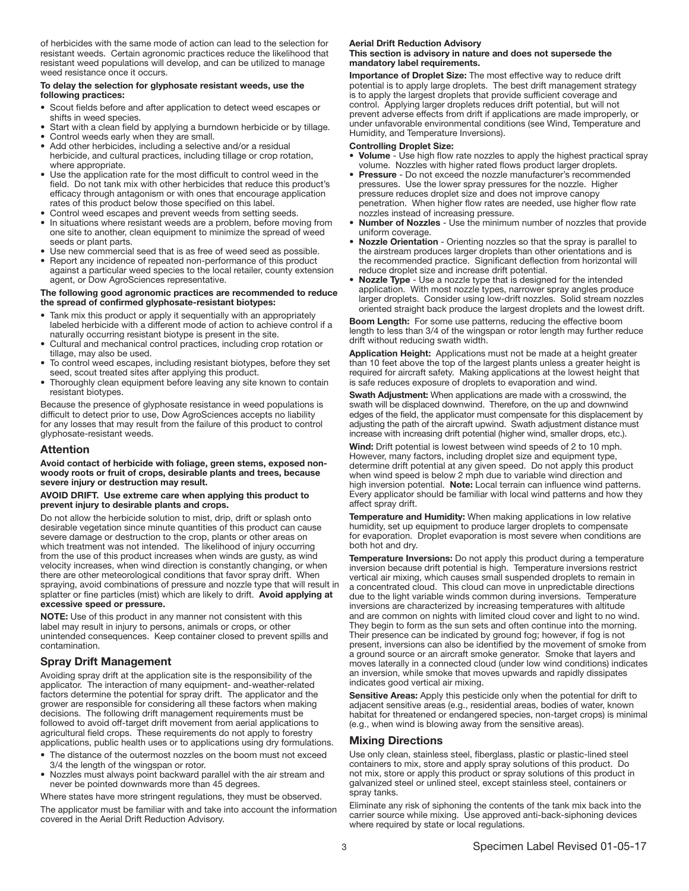of herbicides with the same mode of action can lead to the selection for resistant weeds. Certain agronomic practices reduce the likelihood that resistant weed populations will develop, and can be utilized to manage weed resistance once it occurs.

**To delay the selection for glyphosate resistant weeds, use the following practices:**

- Scout fields before and after application to detect weed escapes or shifts in weed species.
- Start with a clean field by applying a burndown herbicide or by tillage.
- Control weeds early when they are small.
- Add other herbicides, including a selective and/or a residual herbicide, and cultural practices, including tillage or crop rotation, where appropriate.
- Use the application rate for the most difficult to control weed in the field. Do not tank mix with other herbicides that reduce this product's efficacy through antagonism or with ones that encourage application rates of this product below those specified on this label.
- Control weed escapes and prevent weeds from setting seeds.
- In situations where resistant weeds are a problem, before moving from one site to another, clean equipment to minimize the spread of weed seeds or plant parts.
- Use new commercial seed that is as free of weed seed as possible.
- Report any incidence of repeated non-performance of this product against a particular weed species to the local retailer, county extension agent, or Dow AgroSciences representative.

**The following good agronomic practices are recommended to reduce the spread of confirmed glyphosate-resistant biotypes:**

- Tank mix this product or apply it sequentially with an appropriately labeled herbicide with a different mode of action to achieve control if a naturally occurring resistant biotype is present in the site.
- Cultural and mechanical control practices, including crop rotation or tillage, may also be used.
- To control weed escapes, including resistant biotypes, before they set seed, scout treated sites after applying this product.
- Thoroughly clean equipment before leaving any site known to contain resistant biotypes.

Because the presence of glyphosate resistance in weed populations is difficult to detect prior to use, Dow AgroSciences accepts no liability for any losses that may result from the failure of this product to control glyphosate-resistant weeds.

## Attention

**Avoid contact of herbicide with foliage, green stems, exposed non-woody roots or fruit of crops, desirable plants and trees, because severe injury or destruction may result.**

**AVOID DRIFT. Use extreme care when applying this product to prevent injury to desirable plants and crops.**

Do not allow the herbicide solution to mist, drip, drift or splash onto desirable vegetation since minute quantities of this product can cause severe damage or destruction to the crop, plants or other areas on which treatment was not intended. The likelihood of injury occurring from the use of this product increases when winds are gusty, as wind velocity increases, when wind direction is constantly changing, or when there are other meteorological conditions that favor spray drift. When spraying, avoid combinations of pressure and nozzle type that will result in splatter or fine particles (mist) which are likely to drift. **Avoid applying at excessive speed or pressure.**

**NOTE:** Use of this product in any manner not consistent with this label may result in injury to persons, animals or crops, or other unintended consequences. Keep container closed to prevent spills and contamination.

## Spray Drift Management

Avoiding spray drift at the application site is the responsibility of the applicator. The interaction of many equipment- and-weather-related factors determine the potential for spray drift. The applicator and the grower are responsible for considering all these factors when making decisions. The following drift management requirements must be followed to avoid off-target drift movement from aerial applications to agricultural field crops. These requirements do not apply to forestry applications, public health uses or to applications using dry formulations.

- The distance of the outermost nozzles on the boom must not exceed 3/4 the length of the wingspan or rotor.
- Nozzles must always point backward parallel with the air stream and never be pointed downwards more than 45 degrees.

Where states have more stringent regulations, they must be observed.

The applicator must be familiar with and take into account the information covered in the Aerial Drift Reduction Advisory.

**Aerial Drift Reduction Advisory**
**This section is advisory in nature and does not supersede the mandatory label requirements.**

**Importance of Droplet Size:** The most effective way to reduce drift potential is to apply large droplets. The best drift management strategy is to apply the largest droplets that provide sufficient coverage and control. Applying larger droplets reduces drift potential, but will not prevent adverse effects from drift if applications are made improperly, or under unfavorable environmental conditions (see Wind, Temperature and Humidity, and Temperature Inversions).

**Controlling Droplet Size:**

- **Volume** - Use high flow rate nozzles to apply the highest practical spray volume. Nozzles with higher rated flows product larger droplets.
- **Pressure** - Do not exceed the nozzle manufacturer's recommended pressures. Use the lower spray pressures for the nozzle. Higher pressure reduces droplet size and does not improve canopy penetration. When higher flow rates are needed, use higher flow rate nozzles instead of increasing pressure.
- **Number of Nozzles** - Use the minimum number of nozzles that provide uniform coverage.
- **Nozzle Orientation** - Orienting nozzles so that the spray is parallel to the airstream produces larger droplets than other orientations and is the recommended practice. Significant deflection from horizontal will reduce droplet size and increase drift potential.
- **Nozzle Type** - Use a nozzle type that is designed for the intended application. With most nozzle types, narrower spray angles produce larger droplets. Consider using low-drift nozzles. Solid stream nozzles oriented straight back produce the largest droplets and the lowest drift.

**Boom Length:** For some use patterns, reducing the effective boom length to less than 3/4 of the wingspan or rotor length may further reduce drift without reducing swath width.

**Application Height:** Applications must not be made at a height greater than 10 feet above the top of the largest plants unless a greater height is required for aircraft safety. Making applications at the lowest height that is safe reduces exposure of droplets to evaporation and wind.

**Swath Adjustment:** When applications are made with a crosswind, the swath will be displaced downwind. Therefore, on the up and downwind edges of the field, the applicator must compensate for this displacement by adjusting the path of the aircraft upwind. Swath adjustment distance must increase with increasing drift potential (higher wind, smaller drops, etc.).

**Wind:** Drift potential is lowest between wind speeds of 2 to 10 mph. However, many factors, including droplet size and equipment type, determine drift potential at any given speed. Do not apply this product when wind speed is below 2 mph due to variable wind direction and high inversion potential. **Note:** Local terrain can influence wind patterns. Every applicator should be familiar with local wind patterns and how they affect spray drift.

**Temperature and Humidity:** When making applications in low relative humidity, set up equipment to produce larger droplets to compensate for evaporation. Droplet evaporation is most severe when conditions are both hot and dry.

**Temperature Inversions:** Do not apply this product during a temperature inversion because drift potential is high. Temperature inversions restrict vertical air mixing, which causes small suspended droplets to remain in a concentrated cloud. This cloud can move in unpredictable directions due to the light variable winds common during inversions. Temperature inversions are characterized by increasing temperatures with altitude and are common on nights with limited cloud cover and light to no wind. They begin to form as the sun sets and often continue into the morning. Their presence can be indicated by ground fog; however, if fog is not present, inversions can also be identified by the movement of smoke from a ground source or an aircraft smoke generator. Smoke that layers and moves laterally in a connected cloud (under low wind conditions) indicates an inversion, while smoke that moves upwards and rapidly dissipates indicates good vertical air mixing.

**Sensitive Areas:** Apply this pesticide only when the potential for drift to adjacent sensitive areas (e.g., residential areas, bodies of water, known habitat for threatened or endangered species, non-target crops) is minimal (e.g., when wind is blowing away from the sensitive areas).

## Mixing Directions

Use only clean, stainless steel, fiberglass, plastic or plastic-lined steel containers to mix, store and apply spray solutions of this product. Do not mix, store or apply this product or spray solutions of this product in galvanized steel or unlined steel, except stainless steel, containers or spray tanks.

Eliminate any risk of siphoning the contents of the tank mix back into the carrier source while mixing. Use approved anti-back-siphoning devices where required by state or local regulations.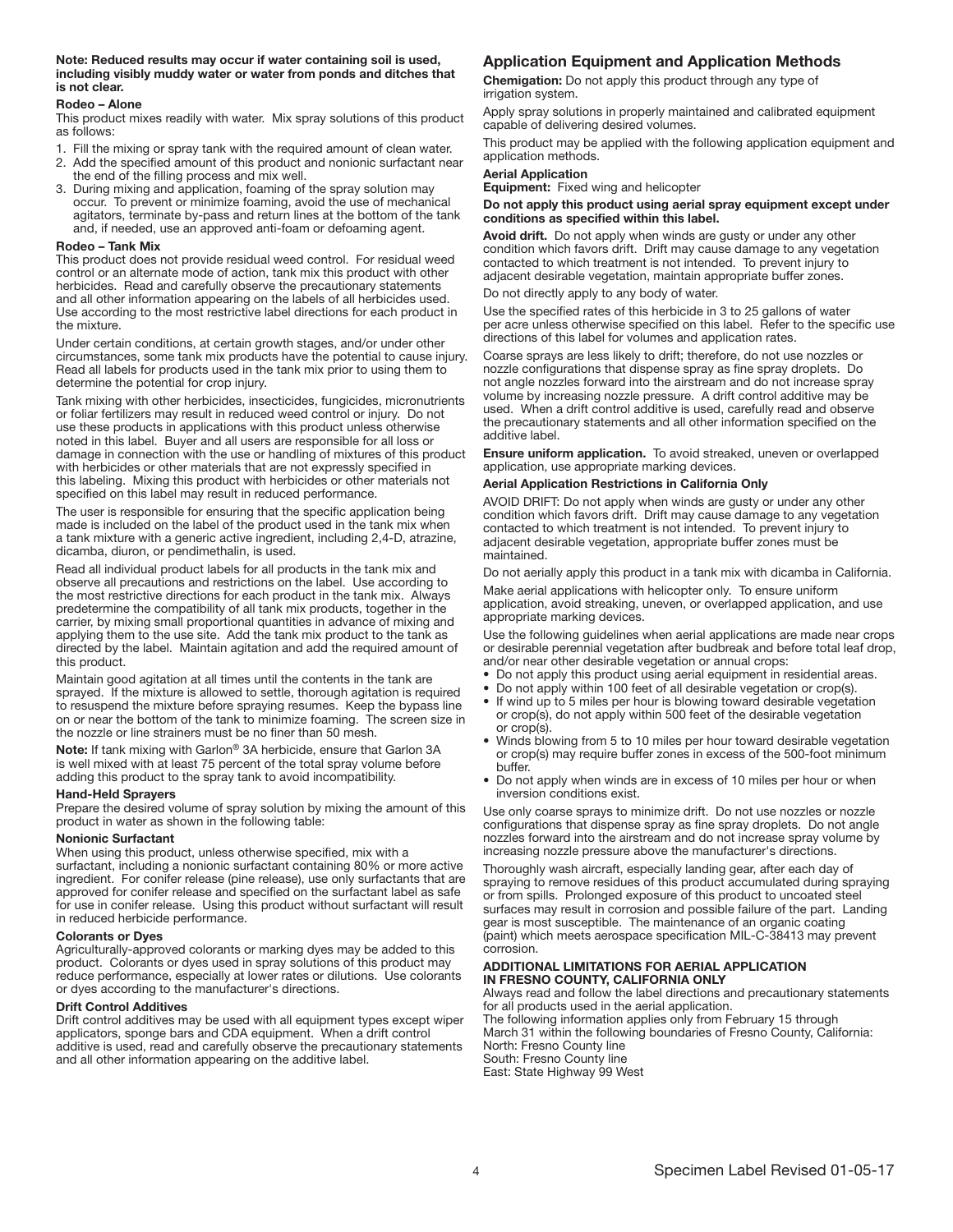**Note: Reduced results may occur if water containing soil is used, including visibly muddy water or water from ponds and ditches that is not clear.**

**Rodeo – Alone**

This product mixes readily with water. Mix spray solutions of this product as follows:

1. Fill the mixing or spray tank with the required amount of clean water.
2. Add the specified amount of this product and nonionic surfactant near the end of the filling process and mix well.
3. During mixing and application, foaming of the spray solution may occur. To prevent or minimize foaming, avoid the use of mechanical agitators, terminate by-pass and return lines at the bottom of the tank and, if needed, use an approved anti-foam or defoaming agent.

**Rodeo – Tank Mix**

This product does not provide residual weed control. For residual weed control or an alternate mode of action, tank mix this product with other herbicides. Read and carefully observe the precautionary statements and all other information appearing on the labels of all herbicides used. Use according to the most restrictive label directions for each product in the mixture.

Under certain conditions, at certain growth stages, and/or under other circumstances, some tank mix products have the potential to cause injury. Read all labels for products used in the tank mix prior to using them to determine the potential for crop injury.

Tank mixing with other herbicides, insecticides, fungicides, micronutrients or foliar fertilizers may result in reduced weed control or injury. Do not use these products in applications with this product unless otherwise noted in this label. Buyer and all users are responsible for all loss or damage in connection with the use or handling of mixtures of this product with herbicides or other materials that are not expressly specified in this labeling. Mixing this product with herbicides or other materials not specified on this label may result in reduced performance.

The user is responsible for ensuring that the specific application being made is included on the label of the product used in the tank mix when a tank mixture with a generic active ingredient, including 2,4-D, atrazine, dicamba, diuron, or pendimethalin, is used.

Read all individual product labels for all products in the tank mix and observe all precautions and restrictions on the label. Use according to the most restrictive directions for each product in the tank mix. Always predetermine the compatibility of all tank mix products, together in the carrier, by mixing small proportional quantities in advance of mixing and applying them to the use site. Add the tank mix product to the tank as directed by the label. Maintain agitation and add the required amount of this product.

Maintain good agitation at all times until the contents in the tank are sprayed. If the mixture is allowed to settle, thorough agitation is required to resuspend the mixture before spraying resumes. Keep the bypass line on or near the bottom of the tank to minimize foaming. The screen size in the nozzle or line strainers must be no finer than 50 mesh.

**Note:** If tank mixing with Garlon® 3A herbicide, ensure that Garlon 3A is well mixed with at least 75 percent of the total spray volume before adding this product to the spray tank to avoid incompatibility.

**Hand-Held Sprayers**

Prepare the desired volume of spray solution by mixing the amount of this product in water as shown in the following table:

**Nonionic Surfactant**

When using this product, unless otherwise specified, mix with a surfactant, including a nonionic surfactant containing 80% or more active ingredient. For conifer release (pine release), use only surfactants that are approved for conifer release and specified on the surfactant label as safe for use in conifer release. Using this product without surfactant will result in reduced herbicide performance.

**Colorants or Dyes**

Agriculturally-approved colorants or marking dyes may be added to this product. Colorants or dyes used in spray solutions of this product may reduce performance, especially at lower rates or dilutions. Use colorants or dyes according to the manufacturer's directions.

**Drift Control Additives**

Drift control additives may be used with all equipment types except wiper applicators, sponge bars and CDA equipment. When a drift control additive is used, read and carefully observe the precautionary statements and all other information appearing on the additive label.

## Application Equipment and Application Methods

**Chemigation:** Do not apply this product through any type of irrigation system.

Apply spray solutions in properly maintained and calibrated equipment capable of delivering desired volumes.

This product may be applied with the following application equipment and application methods.

**Aerial Application**

**Equipment:** Fixed wing and helicopter

**Do not apply this product using aerial spray equipment except under conditions as specified within this label.**

**Avoid drift.** Do not apply when winds are gusty or under any other condition which favors drift. Drift may cause damage to any vegetation contacted to which treatment is not intended. To prevent injury to adjacent desirable vegetation, maintain appropriate buffer zones.

Do not directly apply to any body of water.

Use the specified rates of this herbicide in 3 to 25 gallons of water per acre unless otherwise specified on this label. Refer to the specific use directions of this label for volumes and application rates.

Coarse sprays are less likely to drift; therefore, do not use nozzles or nozzle configurations that dispense spray as fine spray droplets. Do not angle nozzles forward into the airstream and do not increase spray volume by increasing nozzle pressure. A drift control additive may be used. When a drift control additive is used, carefully read and observe the precautionary statements and all other information specified on the additive label.

**Ensure uniform application.** To avoid streaked, uneven or overlapped application, use appropriate marking devices.

**Aerial Application Restrictions in California Only**

AVOID DRIFT: Do not apply when winds are gusty or under any other condition which favors drift. Drift may cause damage to any vegetation contacted to which treatment is not intended. To prevent injury to adjacent desirable vegetation, appropriate buffer zones must be maintained.

Do not aerially apply this product in a tank mix with dicamba in California.

Make aerial applications with helicopter only. To ensure uniform application, avoid streaking, uneven, or overlapped application, and use appropriate marking devices.

Use the following guidelines when aerial applications are made near crops or desirable perennial vegetation after budbreak and before total leaf drop, and/or near other desirable vegetation or annual crops:

- Do not apply this product using aerial equipment in residential areas.
- Do not apply within 100 feet of all desirable vegetation or crop(s).
- If wind up to 5 miles per hour is blowing toward desirable vegetation or crop(s), do not apply within 500 feet of the desirable vegetation or crop(s).
- Winds blowing from 5 to 10 miles per hour toward desirable vegetation or crop(s) may require buffer zones in excess of the 500-foot minimum buffer.
- Do not apply when winds are in excess of 10 miles per hour or when inversion conditions exist.

Use only coarse sprays to minimize drift. Do not use nozzles or nozzle configurations that dispense spray as fine spray droplets. Do not angle nozzles forward into the airstream and do not increase spray volume by increasing nozzle pressure above the manufacturer's directions.

Thoroughly wash aircraft, especially landing gear, after each day of spraying to remove residues of this product accumulated during spraying or from spills. Prolonged exposure of this product to uncoated steel surfaces may result in corrosion and possible failure of the part. Landing gear is most susceptible. The maintenance of an organic coating (paint) which meets aerospace specification MIL-C-38413 may prevent corrosion.

**ADDITIONAL LIMITATIONS FOR AERIAL APPLICATION IN FRESNO COUNTY, CALIFORNIA ONLY**

Always read and follow the label directions and precautionary statements for all products used in the aerial application.

The following information applies only from February 15 through March 31 within the following boundaries of Fresno County, California:

North: Fresno County line
South: Fresno County line
East: State Highway 99 West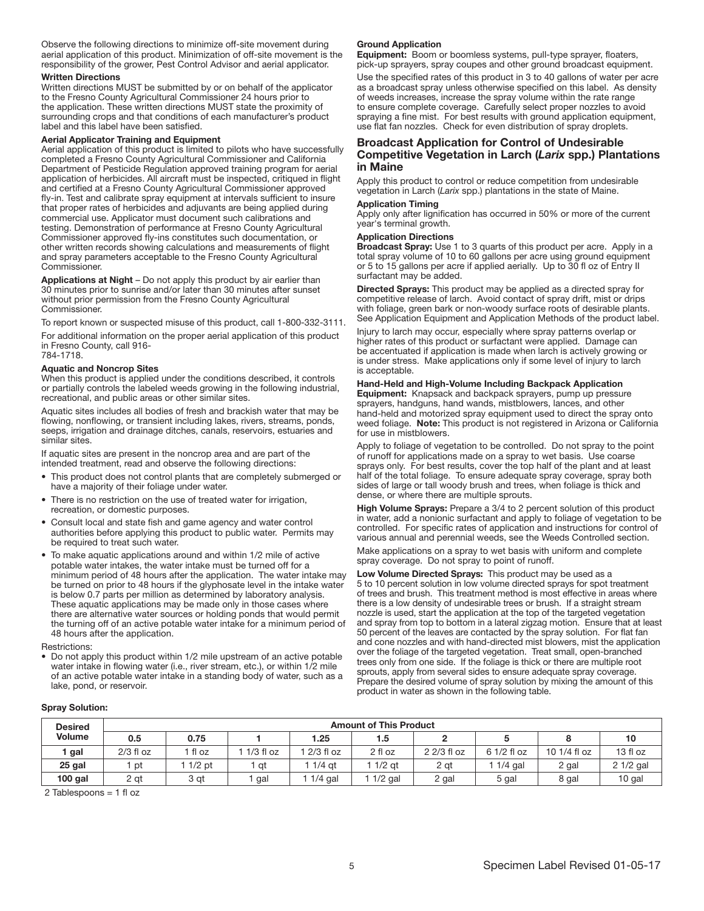Observe the following directions to minimize off-site movement during aerial application of this product. Minimization of off-site movement is the responsibility of the grower, Pest Control Advisor and aerial applicator.

**Written Directions**

Written directions MUST be submitted by or on behalf of the applicator to the Fresno County Agricultural Commissioner 24 hours prior to the application. These written directions MUST state the proximity of surrounding crops and that conditions of each manufacturer's product label and this label have been satisfied.

**Aerial Applicator Training and Equipment**

Aerial application of this product is limited to pilots who have successfully completed a Fresno County Agricultural Commissioner and California Department of Pesticide Regulation approved training program for aerial application of herbicides. All aircraft must be inspected, critiqued in flight and certified at a Fresno County Agricultural Commissioner approved fly-in. Test and calibrate spray equipment at intervals sufficient to insure that proper rates of herbicides and adjuvants are being applied during commercial use. Applicator must document such calibrations and testing. Demonstration of performance at Fresno County Agricultural Commissioner approved fly-ins constitutes such documentation, or other written records showing calculations and measurements of flight and spray parameters acceptable to the Fresno County Agricultural Commissioner.

**Applications at Night** – Do not apply this product by air earlier than 30 minutes prior to sunrise and/or later than 30 minutes after sunset without prior permission from the Fresno County Agricultural Commissioner.

To report known or suspected misuse of this product, call 1-800-332-3111.

For additional information on the proper aerial application of this product in Fresno County, call 916-784-1718.

**Aquatic and Noncrop Sites**

When this product is applied under the conditions described, it controls or partially controls the labeled weeds growing in the following industrial, recreational, and public areas or other similar sites.

Aquatic sites includes all bodies of fresh and brackish water that may be flowing, nonflowing, or transient including lakes, rivers, streams, ponds, seeps, irrigation and drainage ditches, canals, reservoirs, estuaries and similar sites.

If aquatic sites are present in the noncrop area and are part of the intended treatment, read and observe the following directions:

- This product does not control plants that are completely submerged or have a majority of their foliage under water.
- There is no restriction on the use of treated water for irrigation, recreation, or domestic purposes.
- Consult local and state fish and game agency and water control authorities before applying this product to public water. Permits may be required to treat such water.
- To make aquatic applications around and within 1/2 mile of active potable water intakes, the water intake must be turned off for a minimum period of 48 hours after the application. The water intake may be turned on prior to 48 hours if the glyphosate level in the intake water is below 0.7 parts per million as determined by laboratory analysis. These aquatic applications may be made only in those cases where there are alternative water sources or holding ponds that would permit the turning off of an active potable water intake for a minimum period of 48 hours after the application.

Restrictions:

- Do not apply this product within 1/2 mile upstream of an active potable water intake in flowing water (i.e., river stream, etc.), or within 1/2 mile of an active potable water intake in a standing body of water, such as a lake, pond, or reservoir.

**Ground Application**

**Equipment:** Boom or boomless systems, pull-type sprayer, floaters, pick-up sprayers, spray coupes and other ground broadcast equipment.

Use the specified rates of this product in 3 to 40 gallons of water per acre as a broadcast spray unless otherwise specified on this label. As density of weeds increases, increase the spray volume within the rate range to ensure complete coverage. Carefully select proper nozzles to avoid spraying a fine mist. For best results with ground application equipment, use flat fan nozzles. Check for even distribution of spray droplets.

## Broadcast Application for Control of Undesirable Competitive Vegetation in Larch (*Larix* spp.) Plantations in Maine

Apply this product to control or reduce competition from undesirable vegetation in Larch (*Larix* spp.) plantations in the state of Maine.

**Application Timing**

Apply only after lignification has occurred in 50% or more of the current year's terminal growth.

**Application Directions**

**Broadcast Spray:** Use 1 to 3 quarts of this product per acre. Apply in a total spray volume of 10 to 60 gallons per acre using ground equipment or 5 to 15 gallons per acre if applied aerially. Up to 30 fl oz of Entry II surfactant may be added.

**Directed Sprays:** This product may be applied as a directed spray for competitive release of larch. Avoid contact of spray drift, mist or drips with foliage, green bark or non-woody surface roots of desirable plants. See Application Equipment and Application Methods of the product label.

Injury to larch may occur, especially where spray patterns overlap or higher rates of this product or surfactant were applied. Damage can be accentuated if application is made when larch is actively growing or is under stress. Make applications only if some level of injury to larch is acceptable.

**Hand-Held and High-Volume Including Backpack Application**

**Equipment:** Knapsack and backpack sprayers, pump up pressure sprayers, handguns, hand wands, mistblowers, lances, and other hand-held and motorized spray equipment used to direct the spray onto weed foliage. **Note:** This product is not registered in Arizona or California for use in mistblowers.

Apply to foliage of vegetation to be controlled. Do not spray to the point of runoff for applications made on a spray to wet basis. Use coarse sprays only. For best results, cover the top half of the plant and at least half of the total foliage. To ensure adequate spray coverage, spray both sides of large or tall woody brush and trees, when foliage is thick and dense, or where there are multiple sprouts.

**High Volume Sprays:** Prepare a 3/4 to 2 percent solution of this product in water, add a nonionic surfactant and apply to foliage of vegetation to be controlled. For specific rates of application and instructions for control of various annual and perennial weeds, see the Weeds Controlled section.

Make applications on a spray to wet basis with uniform and complete spray coverage. Do not spray to point of runoff.

**Low Volume Directed Sprays:** This product may be used as a 5 to 10 percent solution in low volume directed sprays for spot treatment of trees and brush. This treatment method is most effective in areas where there is a low density of undesirable trees or brush. If a straight stream nozzle is used, start the application at the top of the targeted vegetation and spray from top to bottom in a lateral zigzag motion. Ensure that at least 50 percent of the leaves are contacted by the spray solution. For flat fan and cone nozzles and with hand-directed mist blowers, mist the application over the foliage of the targeted vegetation. Treat small, open-branched trees only from one side. If the foliage is thick or there are multiple root sprouts, apply from several sides to ensure adequate spray coverage. Prepare the desired volume of spray solution by mixing the amount of this product in water as shown in the following table.

**Spray Solution:**

| Desired Volume | Amount of This Product | | | | | | | | |
|---|---|---|---|---|---|---|---|---|---|
| | 0.5 | 0.75 | 1 | 1.25 | 1.5 | 2 | 5 | 8 | 10 |
| 1 gal | 2/3 fl oz | 1 fl oz | 1 1/3 fl oz | 1 2/3 fl oz | 2 fl oz | 2 2/3 fl oz | 6 1/2 fl oz | 10 1/4 fl oz | 13 fl oz |
| 25 gal | 1 pt | 1 1/2 pt | 1 qt | 1 1/4 qt | 1 1/2 qt | 2 qt | 1 1/4 gal | 2 gal | 2 1/2 gal |
| 100 gal | 2 qt | 3 qt | 1 gal | 1 1/4 gal | 1 1/2 gal | 2 gal | 5 gal | 8 gal | 10 gal |

2 Tablespoons = 1 fl oz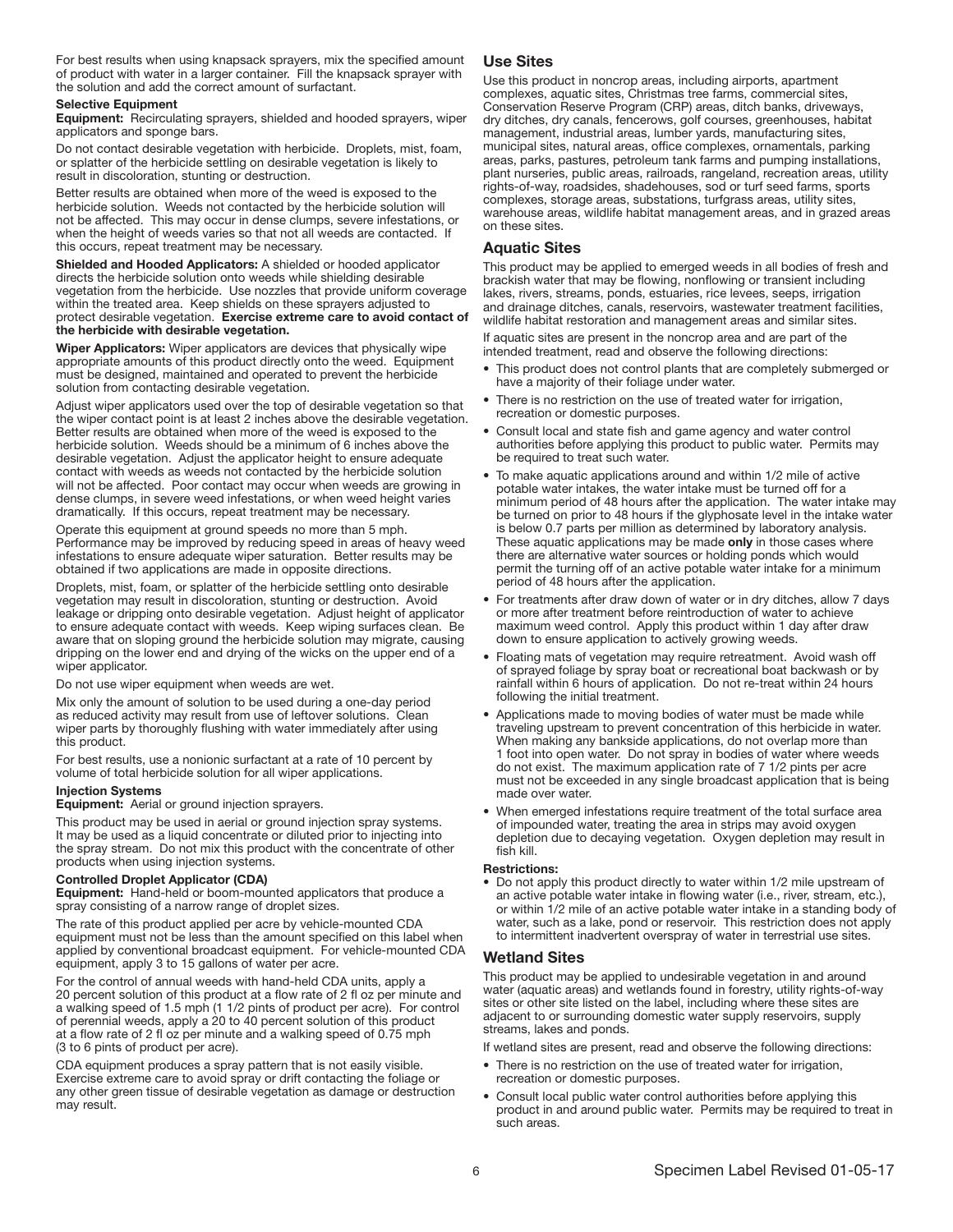For best results when using knapsack sprayers, mix the specified amount of product with water in a larger container. Fill the knapsack sprayer with the solution and add the correct amount of surfactant.

**Selective Equipment**

**Equipment:** Recirculating sprayers, shielded and hooded sprayers, wiper applicators and sponge bars.

Do not contact desirable vegetation with herbicide. Droplets, mist, foam, or splatter of the herbicide settling on desirable vegetation is likely to result in discoloration, stunting or destruction.

Better results are obtained when more of the weed is exposed to the herbicide solution. Weeds not contacted by the herbicide solution will not be affected. This may occur in dense clumps, severe infestations, or when the height of weeds varies so that not all weeds are contacted. If this occurs, repeat treatment may be necessary.

**Shielded and Hooded Applicators:** A shielded or hooded applicator directs the herbicide solution onto weeds while shielding desirable vegetation from the herbicide. Use nozzles that provide uniform coverage within the treated area. Keep shields on these sprayers adjusted to protect desirable vegetation. **Exercise extreme care to avoid contact of the herbicide with desirable vegetation.**

**Wiper Applicators:** Wiper applicators are devices that physically wipe appropriate amounts of this product directly onto the weed. Equipment must be designed, maintained and operated to prevent the herbicide solution from contacting desirable vegetation.

Adjust wiper applicators used over the top of desirable vegetation so that the wiper contact point is at least 2 inches above the desirable vegetation. Better results are obtained when more of the weed is exposed to the herbicide solution. Weeds should be a minimum of 6 inches above the desirable vegetation. Adjust the applicator height to ensure adequate contact with weeds as weeds not contacted by the herbicide solution will not be affected. Poor contact may occur when weeds are growing in dense clumps, in severe weed infestations, or when weed height varies dramatically. If this occurs, repeat treatment may be necessary.

Operate this equipment at ground speeds no more than 5 mph. Performance may be improved by reducing speed in areas of heavy weed infestations to ensure adequate wiper saturation. Better results may be obtained if two applications are made in opposite directions.

Droplets, mist, foam, or splatter of the herbicide settling onto desirable vegetation may result in discoloration, stunting or destruction. Avoid leakage or dripping onto desirable vegetation. Adjust height of applicator to ensure adequate contact with weeds. Keep wiping surfaces clean. Be aware that on sloping ground the herbicide solution may migrate, causing dripping on the lower end and drying of the wicks on the upper end of a wiper applicator.

Do not use wiper equipment when weeds are wet.

Mix only the amount of solution to be used during a one-day period as reduced activity may result from use of leftover solutions. Clean wiper parts by thoroughly flushing with water immediately after using this product.

For best results, use a nonionic surfactant at a rate of 10 percent by volume of total herbicide solution for all wiper applications.

**Injection Systems**

**Equipment:** Aerial or ground injection sprayers.

This product may be used in aerial or ground injection spray systems. It may be used as a liquid concentrate or diluted prior to injecting into the spray stream. Do not mix this product with the concentrate of other products when using injection systems.

**Controlled Droplet Applicator (CDA)**

**Equipment:** Hand-held or boom-mounted applicators that produce a spray consisting of a narrow range of droplet sizes.

The rate of this product applied per acre by vehicle-mounted CDA equipment must not be less than the amount specified on this label when applied by conventional broadcast equipment. For vehicle-mounted CDA equipment, apply 3 to 15 gallons of water per acre.

For the control of annual weeds with hand-held CDA units, apply a 20 percent solution of this product at a flow rate of 2 fl oz per minute and a walking speed of 1.5 mph (1 1/2 pints of product per acre). For control of perennial weeds, apply a 20 to 40 percent solution of this product at a flow rate of 2 fl oz per minute and a walking speed of 0.75 mph (3 to 6 pints of product per acre).

CDA equipment produces a spray pattern that is not easily visible. Exercise extreme care to avoid spray or drift contacting the foliage or any other green tissue of desirable vegetation as damage or destruction may result.

## Use Sites

Use this product in noncrop areas, including airports, apartment complexes, aquatic sites, Christmas tree farms, commercial sites, Conservation Reserve Program (CRP) areas, ditch banks, driveways, dry ditches, dry canals, fencerows, golf courses, greenhouses, habitat management, industrial areas, lumber yards, manufacturing sites, municipal sites, natural areas, office complexes, ornamentals, parking areas, parks, pastures, petroleum tank farms and pumping installations, plant nurseries, public areas, railroads, rangeland, recreation areas, utility rights-of-way, roadsides, shadehouses, sod or turf seed farms, sports complexes, storage areas, substations, turfgrass areas, utility sites, warehouse areas, wildlife habitat management areas, and in grazed areas on these sites.

## Aquatic Sites

This product may be applied to emerged weeds in all bodies of fresh and brackish water that may be flowing, nonflowing or transient including lakes, rivers, streams, ponds, estuaries, rice levees, seeps, irrigation and drainage ditches, canals, reservoirs, wastewater treatment facilities, wildlife habitat restoration and management areas and similar sites.

If aquatic sites are present in the noncrop area and are part of the intended treatment, read and observe the following directions:

- This product does not control plants that are completely submerged or have a majority of their foliage under water.
- There is no restriction on the use of treated water for irrigation, recreation or domestic purposes.
- Consult local and state fish and game agency and water control authorities before applying this product to public water. Permits may be required to treat such water.
- To make aquatic applications around and within 1/2 mile of active potable water intakes, the water intake must be turned off for a minimum period of 48 hours after the application. The water intake may be turned on prior to 48 hours if the glyphosate level in the intake water is below 0.7 parts per million as determined by laboratory analysis. These aquatic applications may be made **only** in those cases where there are alternative water sources or holding ponds which would permit the turning off of an active potable water intake for a minimum period of 48 hours after the application.
- For treatments after draw down of water or in dry ditches, allow 7 days or more after treatment before reintroduction of water to achieve maximum weed control. Apply this product within 1 day after draw down to ensure application to actively growing weeds.
- Floating mats of vegetation may require retreatment. Avoid wash off of sprayed foliage by spray boat or recreational boat backwash or by rainfall within 6 hours of application. Do not re-treat within 24 hours following the initial treatment.
- Applications made to moving bodies of water must be made while traveling upstream to prevent concentration of this herbicide in water. When making any bankside applications, do not overlap more than 1 foot into open water. Do not spray in bodies of water where weeds do not exist. The maximum application rate of 7 1/2 pints per acre must not be exceeded in any single broadcast application that is being made over water.
- When emerged infestations require treatment of the total surface area of impounded water, treating the area in strips may avoid oxygen depletion due to decaying vegetation. Oxygen depletion may result in fish kill.

**Restrictions:**

- Do not apply this product directly to water within 1/2 mile upstream of an active potable water intake in flowing water (i.e., river, stream, etc.), or within 1/2 mile of an active potable water intake in a standing body of water, such as a lake, pond or reservoir. This restriction does not apply to intermittent inadvertent overspray of water in terrestrial use sites.

## Wetland Sites

This product may be applied to undesirable vegetation in and around water (aquatic areas) and wetlands found in forestry, utility rights-of-way sites or other site listed on the label, including where these sites are adjacent to or surrounding domestic water supply reservoirs, supply streams, lakes and ponds.

If wetland sites are present, read and observe the following directions:

- There is no restriction on the use of treated water for irrigation, recreation or domestic purposes.
- Consult local public water control authorities before applying this product in and around public water. Permits may be required to treat in such areas.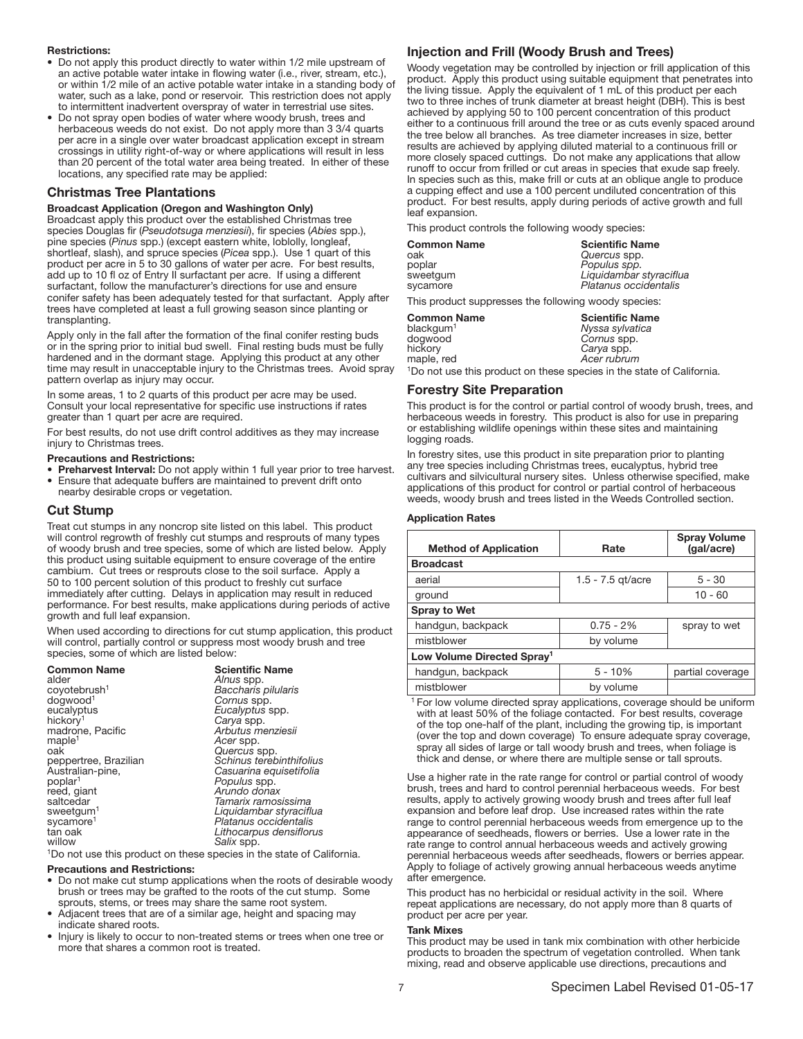**Restrictions:**

- Do not apply this product directly to water within 1/2 mile upstream of an active potable water intake in flowing water (i.e., river, stream, etc.), or within 1/2 mile of an active potable water intake in a standing body of water, such as a lake, pond or reservoir. This restriction does not apply to intermittent inadvertent overspray of water in terrestrial use sites.
- Do not spray open bodies of water where woody brush, trees and herbaceous weeds do not exist. Do not apply more than 3 3/4 quarts per acre in a single over water broadcast application except in stream crossings in utility right-of-way or where applications will result in less than 20 percent of the total water area being treated. In either of these locations, any specified rate may be applied:

## Christmas Tree Plantations

**Broadcast Application (Oregon and Washington Only)**

Broadcast apply this product over the established Christmas tree species Douglas fir (*Pseudotsuga menziesii*), fir species (*Abies* spp.), pine species (*Pinus* spp.) (except eastern white, loblolly, longleaf, shortleaf, slash), and spruce species (*Picea* spp.). Use 1 quart of this product per acre in 5 to 30 gallons of water per acre. For best results, add up to 10 fl oz of Entry II surfactant per acre. If using a different surfactant, follow the manufacturer's directions for use and ensure conifer safety has been adequately tested for that surfactant. Apply after trees have completed at least a full growing season since planting or transplanting.

Apply only in the fall after the formation of the final conifer resting buds or in the spring prior to initial bud swell. Final resting buds must be fully hardened and in the dormant stage. Applying this product at any other time may result in unacceptable injury to the Christmas trees. Avoid spray pattern overlap as injury may occur.

In some areas, 1 to 2 quarts of this product per acre may be used. Consult your local representative for specific use instructions if rates greater than 1 quart per acre are required.

For best results, do not use drift control additives as they may increase injury to Christmas trees.

**Precautions and Restrictions:**

- **Preharvest Interval:** Do not apply within 1 full year prior to tree harvest.
- Ensure that adequate buffers are maintained to prevent drift onto nearby desirable crops or vegetation.

## Cut Stump

Treat cut stumps in any noncrop site listed on this label. This product will control regrowth of freshly cut stumps and resprouts of many types of woody brush and tree species, some of which are listed below. Apply this product using suitable equipment to ensure coverage of the entire cambium. Cut trees or resprouts close to the soil surface. Apply a 50 to 100 percent solution of this product to freshly cut surface immediately after cutting. Delays in application may result in reduced performance. For best results, make applications during periods of active growth and full leaf expansion.

When used according to directions for cut stump application, this product will control, partially control or suppress most woody brush and tree species, some of which are listed below:

| Common Name | Scientific Name |
|---|---|
| alder | *Alnus* spp. |
| coyotebrush[1] | *Baccharis pilularis* |
| dogwood[1] | *Cornus* spp. |
| eucalyptus | *Eucalyptus* spp. |
| hickory[1] | *Carya* spp. |
| madrone, Pacific | *Arbutus menziesii* |
| maple[1] | *Acer* spp. |
| oak | *Quercus* spp. |
| peppertree, Brazilian | *Schinus terebinthifolius* |
| Australian-pine, | *Casuarina equisetifolia* |
| poplar[1] | *Populus* spp. |
| reed, giant | *Arundo donax* |
| saltcedar | *Tamarix ramosissima* |
| sweetgum[1] | *Liquidambar styraciflua* |
| sycamore[1] | *Platanus occidentalis* |
| tan oak | *Lithocarpus densiflorus* |
| willow | *Salix* spp. |

[1]Do not use this product on these species in the state of California.

**Precautions and Restrictions:**

- Do not make cut stump applications when the roots of desirable woody brush or trees may be grafted to the roots of the cut stump. Some sprouts, stems, or trees may share the same root system.
- Adjacent trees that are of a similar age, height and spacing may indicate shared roots.
- Injury is likely to occur to non-treated stems or trees when one tree or more that shares a common root is treated.

## Injection and Frill (Woody Brush and Trees)

Woody vegetation may be controlled by injection or frill application of this product. Apply this product using suitable equipment that penetrates into the living tissue. Apply the equivalent of 1 mL of this product per each two to three inches of trunk diameter at breast height (DBH). This is best achieved by applying 50 to 100 percent concentration of this product either to a continuous frill around the tree or as cuts evenly spaced around the tree below all branches. As tree diameter increases in size, better results are achieved by applying diluted material to a continuous frill or more closely spaced cuttings. Do not make any applications that allow runoff to occur from frilled or cut areas in species that exude sap freely. In species such as this, make frill or cuts at an oblique angle to produce a cupping effect and use a 100 percent undiluted concentration of this product. For best results, apply during periods of active growth and full leaf expansion.

This product controls the following woody species:

| Common Name | Scientific Name |
|---|---|
| oak | *Quercus* spp. |
| poplar | *Populus spp.* |
| sweetgum | *Liquidambar styraciflua* |
| sycamore | *Platanus occidentalis* |

This product suppresses the following woody species:

| Common Name | Scientific Name |
|---|---|
| blackgum[1] | *Nyssa sylvatica* |
| dogwood | *Cornus* spp. |
| hickory | *Carya* spp. |
| maple, red | *Acer rubrum* |

[1]Do not use this product on these species in the state of California.

## Forestry Site Preparation

This product is for the control or partial control of woody brush, trees, and herbaceous weeds in forestry. This product is also for use in preparing or establishing wildlife openings within these sites and maintaining logging roads.

In forestry sites, use this product in site preparation prior to planting any tree species including Christmas trees, eucalyptus, hybrid tree cultivars and silvicultural nursery sites. Unless otherwise specified, make applications of this product for control or partial control of herbaceous weeds, woody brush and trees listed in the Weeds Controlled section.

**Application Rates**

| Method of Application | Rate | Spray Volume (gal/acre) |
|---|---|---|
| **Broadcast** | | |
| aerial | 1.5 - 7.5 qt/acre | 5 - 30 |
| ground | | 10 - 60 |
| **Spray to Wet** | | |
| handgun, backpack | 0.75 - 2% | spray to wet |
| mistblower | by volume | |
| **Low Volume Directed Spray[1]** | | |
| handgun, backpack | 5 - 10% | partial coverage |
| mistblower | by volume | |

[1] For low volume directed spray applications, coverage should be uniform with at least 50% of the foliage contacted. For best results, coverage of the top one-half of the plant, including the growing tip, is important (over the top and down coverage) To ensure adequate spray coverage, spray all sides of large or tall woody brush and trees, when foliage is thick and dense, or where there are multiple sense or tall sprouts.

Use a higher rate in the rate range for control or partial control of woody brush, trees and hard to control perennial herbaceous weeds. For best results, apply to actively growing woody brush and trees after full leaf expansion and before leaf drop. Use increased rates within the rate range to control perennial herbaceous weeds from emergence up to the appearance of seedheads, flowers or berries. Use a lower rate in the rate range to control annual herbaceous weeds and actively growing perennial herbaceous weeds after seedheads, flowers or berries appear. Apply to foliage of actively growing annual herbaceous weeds anytime after emergence.

This product has no herbicidal or residual activity in the soil. Where repeat applications are necessary, do not apply more than 8 quarts of product per acre per year.

**Tank Mixes**

This product may be used in tank mix combination with other herbicide products to broaden the spectrum of vegetation controlled. When tank mixing, read and observe applicable use directions, precautions and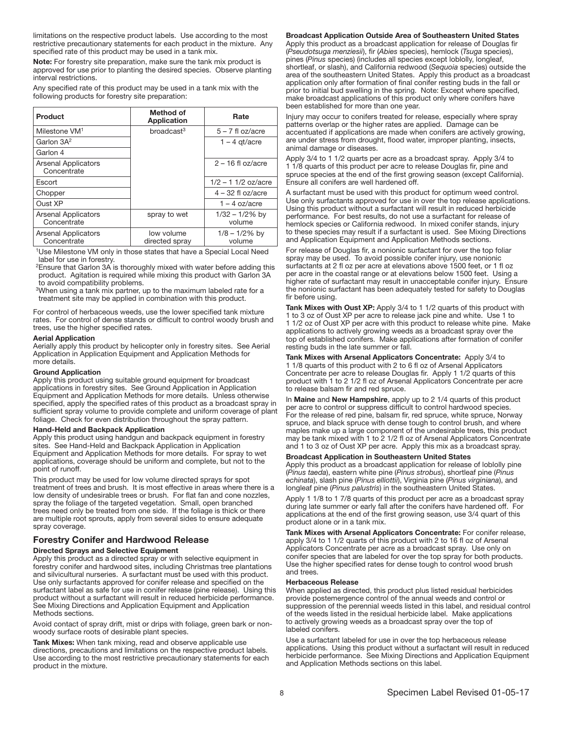limitations on the respective product labels. Use according to the most restrictive precautionary statements for each product in the mixture. Any specified rate of this product may be used in a tank mix.

**Note:** For forestry site preparation, make sure the tank mix product is approved for use prior to planting the desired species. Observe planting interval restrictions.

Any specified rate of this product may be used in a tank mix with the following products for forestry site preparation:

| Product | Method of Application | Rate |
|---|---|---|
| Milestone VM[1] | broadcast[3] | 5 – 7 fl oz/acre |
| Garlon 3A[2] | | 1 – 4 qt/acre |
| Garlon 4 | | |
| Arsenal Applicators Concentrate | | 2 – 16 fl oz/acre |
| Escort | | 1/2 – 1 1/2 oz/acre |
| Chopper | | 4 – 32 fl oz/acre |
| Oust XP | | 1 – 4 oz/acre |
| Arsenal Applicators Concentrate | spray to wet | 1/32 – 1/2% by volume |
| Arsenal Applicators Concentrate | low volume directed spray | 1/8 – 1/2% by volume |

[1]Use Milestone VM only in those states that have a Special Local Need label for use in forestry.
[2]Ensure that Garlon 3A is thoroughly mixed with water before adding this product. Agitation is required while mixing this product with Garlon 3A to avoid compatibility problems.
[3]When using a tank mix partner, up to the maximum labeled rate for a treatment site may be applied in combination with this product.

For control of herbaceous weeds, use the lower specified tank mixture rates. For control of dense stands or difficult to control woody brush and trees, use the higher specified rates.

**Aerial Application**

Aerially apply this product by helicopter only in forestry sites. See Aerial Application in Application Equipment and Application Methods for more details.

**Ground Application**

Apply this product using suitable ground equipment for broadcast applications in forestry sites. See Ground Application in Application Equipment and Application Methods for more details. Unless otherwise specified, apply the specified rates of this product as a broadcast spray in sufficient spray volume to provide complete and uniform coverage of plant foliage. Check for even distribution throughout the spray pattern.

**Hand-Held and Backpack Application**

Apply this product using handgun and backpack equipment in forestry sites. See Hand-Held and Backpack Application in Application Equipment and Application Methods for more details. For spray to wet applications, coverage should be uniform and complete, but not to the point of runoff.

This product may be used for low volume directed sprays for spot treatment of trees and brush. It is most effective in areas where there is a low density of undesirable trees or brush. For flat fan and cone nozzles, spray the foliage of the targeted vegetation. Small, open branched trees need only be treated from one side. If the foliage is thick or there are multiple root sprouts, apply from several sides to ensure adequate spray coverage.

## Forestry Conifer and Hardwood Release

**Directed Sprays and Selective Equipment**

Apply this product as a directed spray or with selective equipment in forestry conifer and hardwood sites, including Christmas tree plantations and silvicultural nurseries. A surfactant must be used with this product. Use only surfactants approved for conifer release and specified on the surfactant label as safe for use in conifer release (pine release). Using this product without a surfactant will result in reduced herbicide performance. See Mixing Directions and Application Equipment and Application Methods sections.

Avoid contact of spray drift, mist or drips with foliage, green bark or non-woody surface roots of desirable plant species.

**Tank Mixes:** When tank mixing, read and observe applicable use directions, precautions and limitations on the respective product labels. Use according to the most restrictive precautionary statements for each product in the mixture.

**Broadcast Application Outside Area of Southeastern United States**

Apply this product as a broadcast application for release of Douglas fir (*Pseudotsuga menziesii*), fir (*Abies* species), hemlock (*Tsuga* species), pines (*Pinus* species) (includes all species except loblolly, longleaf, shortleaf, or slash), and California redwood (*Sequoia* species) outside the area of the southeastern United States. Apply this product as a broadcast application only after formation of final conifer resting buds in the fall or prior to initial bud swelling in the spring. Note: Except where specified, make broadcast applications of this product only where conifers have been established for more than one year.

Injury may occur to conifers treated for release, especially where spray patterns overlap or the higher rates are applied. Damage can be accentuated if applications are made when conifers are actively growing, are under stress from drought, flood water, improper planting, insects, animal damage or diseases.

Apply 3/4 to 1 1/2 quarts per acre as a broadcast spray. Apply 3/4 to 1 1/8 quarts of this product per acre to release Douglas fir, pine and spruce species at the end of the first growing season (except California). Ensure all conifers are well hardened off.

A surfactant must be used with this product for optimum weed control. Use only surfactants approved for use in over the top release applications. Using this product without a surfactant will result in reduced herbicide performance. For best results, do not use a surfactant for release of hemlock species or California redwood. In mixed conifer stands, injury to these species may result if a surfactant is used. See Mixing Directions and Application Equipment and Application Methods sections.

For release of Douglas fir, a nonionic surfactant for over the top foliar spray may be used. To avoid possible conifer injury, use nonionic surfactants at 2 fl oz per acre at elevations above 1500 feet, or 1 fl oz per acre in the coastal range or at elevations below 1500 feet. Using a higher rate of surfactant may result in unacceptable conifer injury. Ensure the nonionic surfactant has been adequately tested for safety to Douglas fir before using.

**Tank Mixes with Oust XP:** Apply 3/4 to 1 1/2 quarts of this product with 1 to 3 oz of Oust XP per acre to release jack pine and white. Use 1 to 1 1/2 oz of Oust XP per acre with this product to release white pine. Make applications to actively growing weeds as a broadcast spray over the top of established conifers. Make applications after formation of conifer resting buds in the late summer or fall.

**Tank Mixes with Arsenal Applicators Concentrate:** Apply 3/4 to 1 1/8 quarts of this product with 2 to 6 fl oz of Arsenal Applicators Concentrate per acre to release Douglas fir. Apply 1 1/2 quarts of this product with 1 to 2 1/2 fl oz of Arsenal Applicators Concentrate per acre to release balsam fir and red spruce.

In **Maine** and **New Hampshire**, apply up to 2 1/4 quarts of this product per acre to control or suppress difficult to control hardwood species. For the release of red pine, balsam fir, red spruce, white spruce, Norway spruce, and black spruce with dense tough to control brush, and where maples make up a large component of the undesirable trees, this product may be tank mixed with 1 to 2 1/2 fl oz of Arsenal Applicators Concentrate and 1 to 3 oz of Oust XP per acre. Apply this mix as a broadcast spray.

**Broadcast Application in Southeastern United States**

Apply this product as a broadcast application for release of loblolly pine (*Pinus taeda*), eastern white pine (*Pinus strobus*), shortleaf pine (*Pinus echinata*), slash pine (*Pinus elliottii*), Virginia pine (*Pinus virginiana*), and longleaf pine (*Pinus palustris*) in the southeastern United States.

Apply 1 1/8 to 1 7/8 quarts of this product per acre as a broadcast spray during late summer or early fall after the conifers have hardened off. For applications at the end of the first growing season, use 3/4 quart of this product alone or in a tank mix.

**Tank Mixes with Arsenal Applicators Concentrate:** For conifer release, apply 3/4 to 1 1/2 quarts of this product with 2 to 16 fl oz of Arsenal Applicators Concentrate per acre as a broadcast spray. Use only on conifer species that are labeled for over the top spray for both products. Use the higher specified rates for dense tough to control wood brush and trees.

**Herbaceous Release**

When applied as directed, this product plus listed residual herbicides provide postemergence control of the annual weeds and control or suppression of the perennial weeds listed in this label, and residual control of the weeds listed in the residual herbicide label. Make applications to actively growing weeds as a broadcast spray over the top of labeled conifers.

Use a surfactant labeled for use in over the top herbaceous release applications. Using this product without a surfactant will result in reduced herbicide performance. See Mixing Directions and Application Equipment and Application Methods sections on this label.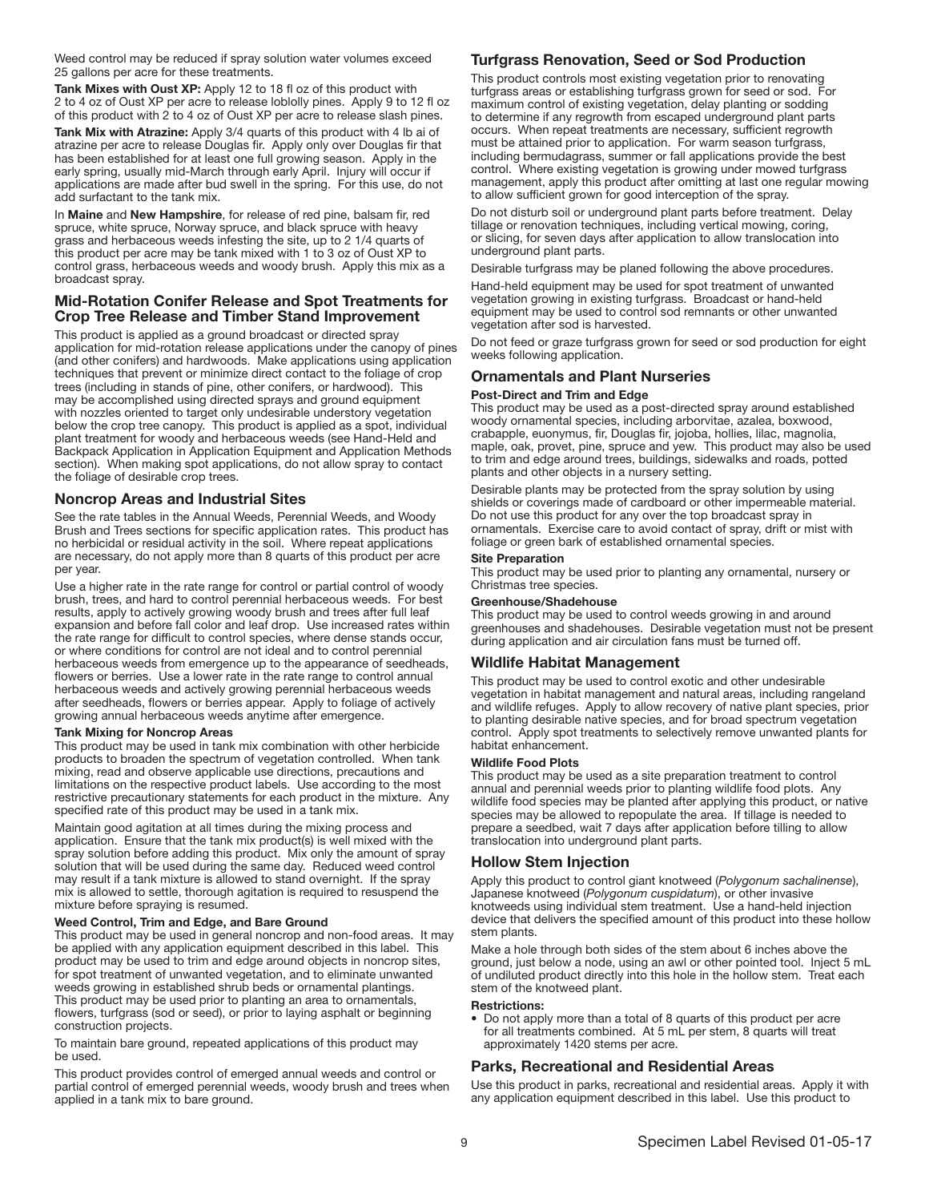Weed control may be reduced if spray solution water volumes exceed 25 gallons per acre for these treatments.

**Tank Mixes with Oust XP:** Apply 12 to 18 fl oz of this product with 2 to 4 oz of Oust XP per acre to release loblolly pines. Apply 9 to 12 fl oz of this product with 2 to 4 oz of Oust XP per acre to release slash pines.

**Tank Mix with Atrazine:** Apply 3/4 quarts of this product with 4 lb ai of atrazine per acre to release Douglas fir. Apply only over Douglas fir that has been established for at least one full growing season. Apply in the early spring, usually mid-March through early April. Injury will occur if applications are made after bud swell in the spring. For this use, do not add surfactant to the tank mix.

In **Maine** and **New Hampshire**, for release of red pine, balsam fir, red spruce, white spruce, Norway spruce, and black spruce with heavy grass and herbaceous weeds infesting the site, up to 2 1/4 quarts of this product per acre may be tank mixed with 1 to 3 oz of Oust XP to control grass, herbaceous weeds and woody brush. Apply this mix as a broadcast spray.

### Mid-Rotation Conifer Release and Spot Treatments for Crop Tree Release and Timber Stand Improvement

This product is applied as a ground broadcast or directed spray application for mid-rotation release applications under the canopy of pines (and other conifers) and hardwoods. Make applications using application techniques that prevent or minimize direct contact to the foliage of crop trees (including in stands of pine, other conifers, or hardwood). This may be accomplished using directed sprays and ground equipment with nozzles oriented to target only undesirable understory vegetation below the crop tree canopy. This product is applied as a spot, individual plant treatment for woody and herbaceous weeds (see Hand-Held and Backpack Application in Application Equipment and Application Methods section). When making spot applications, do not allow spray to contact the foliage of desirable crop trees.

### Noncrop Areas and Industrial Sites

See the rate tables in the Annual Weeds, Perennial Weeds, and Woody Brush and Trees sections for specific application rates. This product has no herbicidal or residual activity in the soil. Where repeat applications are necessary, do not apply more than 8 quarts of this product per acre per year.

Use a higher rate in the rate range for control or partial control of woody brush, trees, and hard to control perennial herbaceous weeds. For best results, apply to actively growing woody brush and trees after full leaf expansion and before fall color and leaf drop. Use increased rates within the rate range for difficult to control species, where dense stands occur, or where conditions for control are not ideal and to control perennial herbaceous weeds from emergence up to the appearance of seedheads, flowers or berries. Use a lower rate in the rate range to control annual herbaceous weeds and actively growing perennial herbaceous weeds after seedheads, flowers or berries appear. Apply to foliage of actively growing annual herbaceous weeds anytime after emergence.

#### Tank Mixing for Noncrop Areas

This product may be used in tank mix combination with other herbicide products to broaden the spectrum of vegetation controlled. When tank mixing, read and observe applicable use directions, precautions and limitations on the respective product labels. Use according to the most restrictive precautionary statements for each product in the mixture. Any specified rate of this product may be used in a tank mix.

Maintain good agitation at all times during the mixing process and application. Ensure that the tank mix product(s) is well mixed with the spray solution before adding this product. Mix only the amount of spray solution that will be used during the same day. Reduced weed control may result if a tank mixture is allowed to stand overnight. If the spray mix is allowed to settle, thorough agitation is required to resuspend the mixture before spraying is resumed.

#### Weed Control, Trim and Edge, and Bare Ground

This product may be used in general noncrop and non-food areas. It may be applied with any application equipment described in this label. This product may be used to trim and edge around objects in noncrop sites, for spot treatment of unwanted vegetation, and to eliminate unwanted weeds growing in established shrub beds or ornamental plantings. This product may be used prior to planting an area to ornamentals, flowers, turfgrass (sod or seed), or prior to laying asphalt or beginning construction projects.

To maintain bare ground, repeated applications of this product may be used.

This product provides control of emerged annual weeds and control or partial control of emerged perennial weeds, woody brush and trees when applied in a tank mix to bare ground.

### Turfgrass Renovation, Seed or Sod Production

This product controls most existing vegetation prior to renovating turfgrass areas or establishing turfgrass grown for seed or sod. For maximum control of existing vegetation, delay planting or sodding to determine if any regrowth from escaped underground plant parts occurs. When repeat treatments are necessary, sufficient regrowth must be attained prior to application. For warm season turfgrass, including bermudagrass, summer or fall applications provide the best control. Where existing vegetation is growing under mowed turfgrass management, apply this product after omitting at last one regular mowing to allow sufficient grown for good interception of the spray.

Do not disturb soil or underground plant parts before treatment. Delay tillage or renovation techniques, including vertical mowing, coring, or slicing, for seven days after application to allow translocation into underground plant parts.

Desirable turfgrass may be planed following the above procedures.

Hand-held equipment may be used for spot treatment of unwanted vegetation growing in existing turfgrass. Broadcast or hand-held equipment may be used to control sod remnants or other unwanted vegetation after sod is harvested.

Do not feed or graze turfgrass grown for seed or sod production for eight weeks following application.

### Ornamentals and Plant Nurseries

#### Post-Direct and Trim and Edge

This product may be used as a post-directed spray around established woody ornamental species, including arborvitae, azalea, boxwood, crabapple, euonymus, fir, Douglas fir, jojoba, hollies, lilac, magnolia, maple, oak, provet, pine, spruce and yew. This product may also be used to trim and edge around trees, buildings, sidewalks and roads, potted plants and other objects in a nursery setting.

Desirable plants may be protected from the spray solution by using shields or coverings made of cardboard or other impermeable material. Do not use this product for any over the top broadcast spray in ornamentals. Exercise care to avoid contact of spray, drift or mist with foliage or green bark of established ornamental species.

#### Site Preparation

This product may be used prior to planting any ornamental, nursery or Christmas tree species.

#### Greenhouse/Shadehouse

This product may be used to control weeds growing in and around greenhouses and shadehouses. Desirable vegetation must not be present during application and air circulation fans must be turned off.

### Wildlife Habitat Management

This product may be used to control exotic and other undesirable vegetation in habitat management and natural areas, including rangeland and wildlife refuges. Apply to allow recovery of native plant species, prior to planting desirable native species, and for broad spectrum vegetation control. Apply spot treatments to selectively remove unwanted plants for habitat enhancement.

#### Wildlife Food Plots

This product may be used as a site preparation treatment to control annual and perennial weeds prior to planting wildlife food plots. Any wildlife food species may be planted after applying this product, or native species may be allowed to repopulate the area. If tillage is needed to prepare a seedbed, wait 7 days after application before tilling to allow translocation into underground plant parts.

### Hollow Stem Injection

Apply this product to control giant knotweed (*Polygonum sachalinense*), Japanese knotweed (*Polygonum cuspidatum*), or other invasive knotweeds using individual stem treatment. Use a hand-held injection device that delivers the specified amount of this product into these hollow stem plants.

Make a hole through both sides of the stem about 6 inches above the ground, just below a node, using an awl or other pointed tool. Inject 5 mL of undiluted product directly into this hole in the hollow stem. Treat each stem of the knotweed plant.

#### Restrictions:

- Do not apply more than a total of 8 quarts of this product per acre for all treatments combined. At 5 mL per stem, 8 quarts will treat approximately 1420 stems per acre.

### Parks, Recreational and Residential Areas

Use this product in parks, recreational and residential areas. Apply it with any application equipment described in this label. Use this product to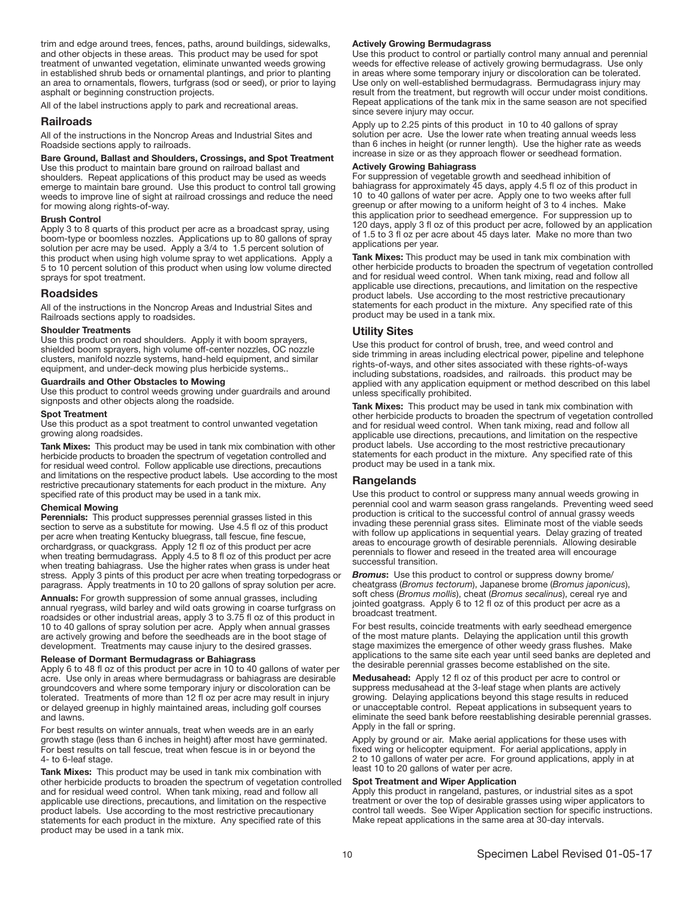trim and edge around trees, fences, paths, around buildings, sidewalks, and other objects in these areas. This product may be used for spot treatment of unwanted vegetation, eliminate unwanted weeds growing in established shrub beds or ornamental plantings, and prior to planting an area to ornamentals, flowers, turfgrass (sod or seed), or prior to laying asphalt or beginning construction projects.

All of the label instructions apply to park and recreational areas.

## Railroads

All of the instructions in the Noncrop Areas and Industrial Sites and Roadside sections apply to railroads.

**Bare Ground, Ballast and Shoulders, Crossings, and Spot Treatment**
Use this product to maintain bare ground on railroad ballast and shoulders. Repeat applications of this product may be used as weeds emerge to maintain bare ground. Use this product to control tall growing weeds to improve line of sight at railroad crossings and reduce the need for mowing along rights-of-way.

**Brush Control**
Apply 3 to 8 quarts of this product per acre as a broadcast spray, using boom-type or boomless nozzles. Applications up to 80 gallons of spray solution per acre may be used. Apply a 3/4 to 1.5 percent solution of this product when using high volume spray to wet applications. Apply a 5 to 10 percent solution of this product when using low volume directed sprays for spot treatment.

## Roadsides

All of the instructions in the Noncrop Areas and Industrial Sites and Railroads sections apply to roadsides.

**Shoulder Treatments**
Use this product on road shoulders. Apply it with boom sprayers, shielded boom sprayers, high volume off-center nozzles, OC nozzle clusters, manifold nozzle systems, hand-held equipment, and similar equipment, and under-deck mowing plus herbicide systems..

**Guardrails and Other Obstacles to Mowing**
Use this product to control weeds growing under guardrails and around signposts and other objects along the roadside.

**Spot Treatment**
Use this product as a spot treatment to control unwanted vegetation growing along roadsides.

**Tank Mixes:** This product may be used in tank mix combination with other herbicide products to broaden the spectrum of vegetation controlled and for residual weed control. Follow applicable use directions, precautions and limitations on the respective product labels. Use according to the most restrictive precautionary statements for each product in the mixture. Any specified rate of this product may be used in a tank mix.

**Chemical Mowing**
**Perennials:** This product suppresses perennial grasses listed in this section to serve as a substitute for mowing. Use 4.5 fl oz of this product per acre when treating Kentucky bluegrass, tall fescue, fine fescue, orchardgrass, or quackgrass. Apply 12 fl oz of this product per acre when treating bermudagrass. Apply 4.5 to 8 fl oz of this product per acre when treating bahiagrass. Use the higher rates when grass is under heat stress. Apply 3 pints of this product per acre when treating torpedograss or paragrass. Apply treatments in 10 to 20 gallons of spray solution per acre.

**Annuals:** For growth suppression of some annual grasses, including annual ryegrass, wild barley and wild oats growing in coarse turfgrass on roadsides or other industrial areas, apply 3 to 3.75 fl oz of this product in 10 to 40 gallons of spray solution per acre. Apply when annual grasses are actively growing and before the seedheads are in the boot stage of development. Treatments may cause injury to the desired grasses.

**Release of Dormant Bermudagrass or Bahiagrass**
Apply 6 to 48 fl oz of this product per acre in 10 to 40 gallons of water per acre. Use only in areas where bermudagrass or bahiagrass are desirable groundcovers and where some temporary injury or discoloration can be tolerated. Treatments of more than 12 fl oz per acre may result in injury or delayed greenup in highly maintained areas, including golf courses and lawns.

For best results on winter annuals, treat when weeds are in an early growth stage (less than 6 inches in height) after most have germinated. For best results on tall fescue, treat when fescue is in or beyond the 4- to 6-leaf stage.

**Tank Mixes:** This product may be used in tank mix combination with other herbicide products to broaden the spectrum of vegetation controlled and for residual weed control. When tank mixing, read and follow all applicable use directions, precautions, and limitation on the respective product labels. Use according to the most restrictive precautionary statements for each product in the mixture. Any specified rate of this product may be used in a tank mix.

**Actively Growing Bermudagrass**
Use this product to control or partially control many annual and perennial weeds for effective release of actively growing bermudagrass. Use only in areas where some temporary injury or discoloration can be tolerated. Use only on well-established bermudagrass. Bermudagrass injury may result from the treatment, but regrowth will occur under moist conditions. Repeat applications of the tank mix in the same season are not specified since severe injury may occur.

Apply up to 2.25 pints of this product in 10 to 40 gallons of spray solution per acre. Use the lower rate when treating annual weeds less than 6 inches in height (or runner length). Use the higher rate as weeds increase in size or as they approach flower or seedhead formation.

**Actively Growing Bahiagrass**
For suppression of vegetable growth and seedhead inhibition of bahiagrass for approximately 45 days, apply 4.5 fl oz of this product in 10 to 40 gallons of water per acre. Apply one to two weeks after full greenup or after mowing to a uniform height of 3 to 4 inches. Make this application prior to seedhead emergence. For suppression up to 120 days, apply 3 fl oz of this product per acre, followed by an application of 1.5 to 3 fl oz per acre about 45 days later. Make no more than two applications per year.

**Tank Mixes:** This product may be used in tank mix combination with other herbicide products to broaden the spectrum of vegetation controlled and for residual weed control. When tank mixing, read and follow all applicable use directions, precautions, and limitation on the respective product labels. Use according to the most restrictive precautionary statements for each product in the mixture. Any specified rate of this product may be used in a tank mix.

## Utility Sites

Use this product for control of brush, tree, and weed control and side trimming in areas including electrical power, pipeline and telephone rights-of-ways, and other sites associated with these rights-of-ways including substations, roadsides, and railroads. this product may be applied with any application equipment or method described on this label unless specifically prohibited.

**Tank Mixes:** This product may be used in tank mix combination with other herbicide products to broaden the spectrum of vegetation controlled and for residual weed control. When tank mixing, read and follow all applicable use directions, precautions, and limitation on the respective product labels. Use according to the most restrictive precautionary statements for each product in the mixture. Any specified rate of this product may be used in a tank mix.

## Rangelands

Use this product to control or suppress many annual weeds growing in perennial cool and warm season grass rangelands. Preventing weed seed production is critical to the successful control of annual grassy weeds invading these perennial grass sites. Eliminate most of the viable seeds with follow up applications in sequential years. Delay grazing of treated areas to encourage growth of desirable perennials. Allowing desirable perennials to flower and reseed in the treated area will encourage successful transition.

***Bromus*:** Use this product to control or suppress downy brome/cheatgrass (*Bromus tectorum*), Japanese brome (*Bromus japonicus*), soft chess (*Bromus mollis*), cheat (*Bromus secalinus*), cereal rye and jointed goatgrass. Apply 6 to 12 fl oz of this product per acre as a broadcast treatment.

For best results, coincide treatments with early seedhead emergence of the most mature plants. Delaying the application until this growth stage maximizes the emergence of other weedy grass flushes. Make applications to the same site each year until seed banks are depleted and the desirable perennial grasses become established on the site.

**Medusahead:** Apply 12 fl oz of this product per acre to control or suppress medusahead at the 3-leaf stage when plants are actively growing. Delaying applications beyond this stage results in reduced or unacceptable control. Repeat applications in subsequent years to eliminate the seed bank before reestablishing desirable perennial grasses. Apply in the fall or spring.

Apply by ground or air. Make aerial applications for these uses with fixed wing or helicopter equipment. For aerial applications, apply in 2 to 10 gallons of water per acre. For ground applications, apply in at least 10 to 20 gallons of water per acre.

**Spot Treatment and Wiper Application**
Apply this product in rangeland, pastures, or industrial sites as a spot treatment or over the top of desirable grasses using wiper applicators to control tall weeds. See Wiper Application section for specific instructions. Make repeat applications in the same area at 30-day intervals.

Specimen Label Revised 01-05-17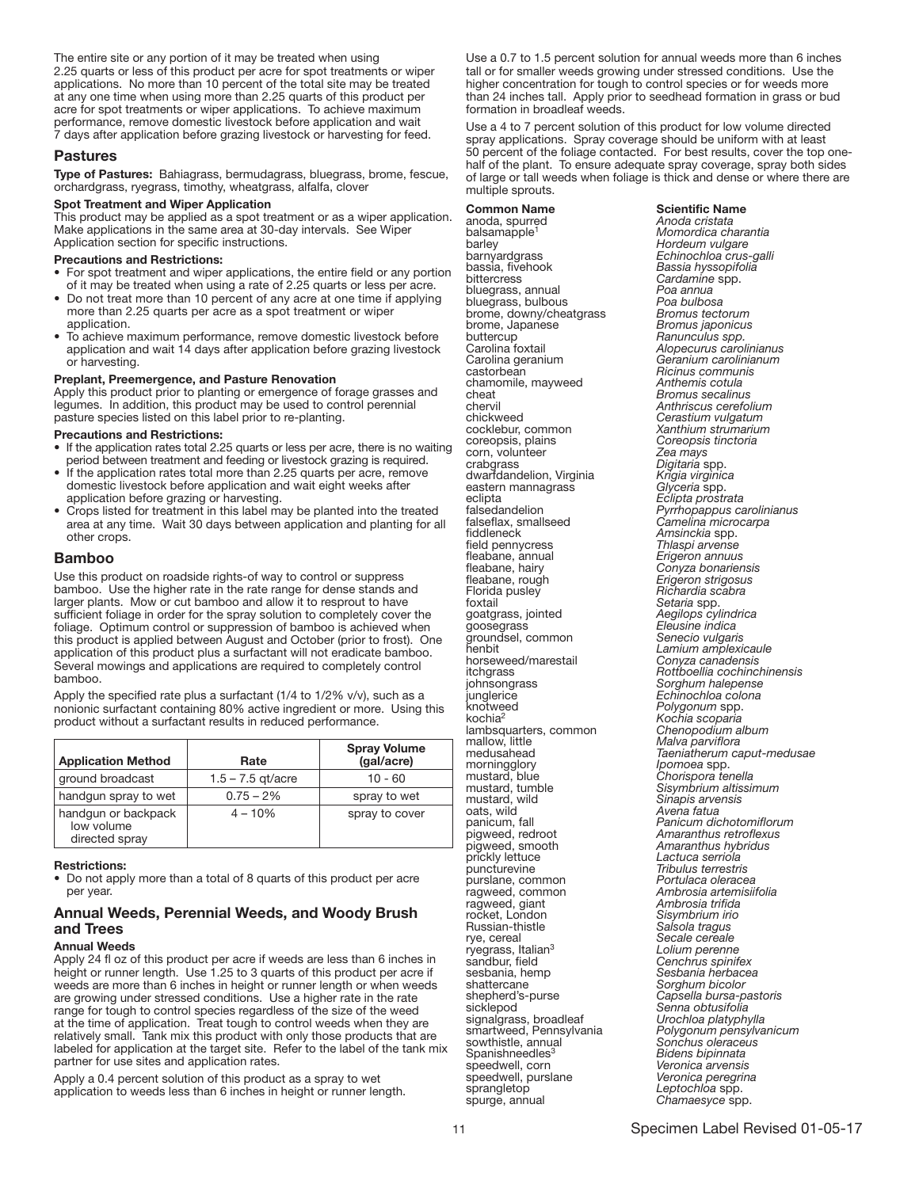The entire site or any portion of it may be treated when using 2.25 quarts or less of this product per acre for spot treatments or wiper applications. No more than 10 percent of the total site may be treated at any one time when using more than 2.25 quarts of this product per acre for spot treatments or wiper applications. To achieve maximum performance, remove domestic livestock before application and wait 7 days after application before grazing livestock or harvesting for feed.

## Pastures

**Type of Pastures:** Bahiagrass, bermudagrass, bluegrass, brome, fescue, orchardgrass, ryegrass, timothy, wheatgrass, alfalfa, clover

#### Spot Treatment and Wiper Application

This product may be applied as a spot treatment or as a wiper application. Make applications in the same area at 30-day intervals. See Wiper Application section for specific instructions.

#### Precautions and Restrictions:

- For spot treatment and wiper applications, the entire field or any portion of it may be treated when using a rate of 2.25 quarts or less per acre.
- Do not treat more than 10 percent of any acre at one time if applying more than 2.25 quarts per acre as a spot treatment or wiper application.
- To achieve maximum performance, remove domestic livestock before application and wait 14 days after application before grazing livestock or harvesting.

#### Preplant, Preemergence, and Pasture Renovation

Apply this product prior to planting or emergence of forage grasses and legumes. In addition, this product may be used to control perennial pasture species listed on this label prior to re-planting.

#### Precautions and Restrictions:

- If the application rates total 2.25 quarts or less per acre, there is no waiting period between treatment and feeding or livestock grazing is required.
- If the application rates total more than 2.25 quarts per acre, remove domestic livestock before application and wait eight weeks after application before grazing or harvesting.
- Crops listed for treatment in this label may be planted into the treated area at any time. Wait 30 days between application and planting for all other crops.

## Bamboo

Use this product on roadside rights-of way to control or suppress bamboo. Use the higher rate in the rate range for dense stands and larger plants. Mow or cut bamboo and allow it to resprout to have sufficient foliage in order for the spray solution to completely cover the foliage. Optimum control or suppression of bamboo is achieved when this product is applied between August and October (prior to frost). One application of this product plus a surfactant will not eradicate bamboo. Several mowings and applications are required to completely control bamboo.

Apply the specified rate plus a surfactant (1/4 to 1/2% v/v), such as a nonionic surfactant containing 80% active ingredient or more. Using this product without a surfactant results in reduced performance.

| Application Method | Rate | Spray Volume (gal/acre) |
| --- | --- | --- |
| ground broadcast | 1.5 – 7.5 qt/acre | 10 - 60 |
| handgun spray to wet | 0.75 – 2% | spray to wet |
| handgun or backpack low volume directed spray | 4 – 10% | spray to cover |

#### Restrictions:

- Do not apply more than a total of 8 quarts of this product per acre per year.

## Annual Weeds, Perennial Weeds, and Woody Brush and Trees

#### Annual Weeds

Apply 24 fl oz of this product per acre if weeds are less than 6 inches in height or runner length. Use 1.25 to 3 quarts of this product per acre if weeds are more than 6 inches in height or runner length or when weeds are growing under stressed conditions. Use a higher rate in the rate range for tough to control species regardless of the size of the weed at the time of application. Treat tough to control weeds when they are relatively small. Tank mix this product with only those products that are labeled for application at the target site. Refer to the label of the tank mix partner for use sites and application rates.

Apply a 0.4 percent solution of this product as a spray to wet application to weeds less than 6 inches in height or runner length.

Use a 0.7 to 1.5 percent solution for annual weeds more than 6 inches tall or for smaller weeds growing under stressed conditions. Use the higher concentration for tough to control species or for weeds more than 24 inches tall. Apply prior to seedhead formation in grass or bud formation in broadleaf weeds.

Use a 4 to 7 percent solution of this product for low volume directed spray applications. Spray coverage should be uniform with at least 50 percent of the foliage contacted. For best results, cover the top one-half of the plant. To ensure adequate spray coverage, spray both sides of large or tall weeds when foliage is thick and dense or where there are multiple sprouts.

| Common Name | Scientific Name |
| --- | --- |
| anoda, spurred | *Anoda cristata* |
| balsamapple[1] | *Momordica charantia* |
| barley | *Hordeum vulgare* |
| barnyardgrass | *Echinochloa crus-galli* |
| bassia, fivehook | *Bassia hyssopifolia* |
| bittercress | *Cardamine* spp. |
| bluegrass, annual | *Poa annua* |
| bluegrass, bulbous | *Poa bulbosa* |
| brome, downy/cheatgrass | *Bromus tectorum* |
| brome, Japanese | *Bromus japonicus* |
| buttercup | *Ranunculus spp.* |
| Carolina foxtail | *Alopecurus carolinianus* |
| Carolina geranium | *Geranium carolinianum* |
| castorbean | *Ricinus communis* |
| chamomile, mayweed | *Anthemis cotula* |
| cheat | *Bromus secalinus* |
| chervil | *Anthriscus cerefolium* |
| chickweed | *Cerastium vulgatum* |
| cocklebur, common | *Xanthium strumarium* |
| coreopsis, plains | *Coreopsis tinctoria* |
| corn, volunteer | *Zea mays* |
| crabgrass | *Digitaria* spp. |
| dwarfdandelion, Virginia | *Krigia virginica* |
| eastern mannagrass | *Glyceria* spp. |
| eclipta | *Eclipta prostrata* |
| falsedandelion | *Pyrrhopappus carolinianus* |
| falseflax, smallseed | *Camelina microcarpa* |
| fiddleneck | *Amsinckia* spp. |
| field pennycress | *Thlaspi arvense* |
| fleabane, annual | *Erigeron annuus* |
| fleabane, hairy | *Conyza bonariensis* |
| fleabane, rough | *Erigeron strigosus* |
| Florida pusley | *Richardia scabra* |
| foxtail | *Setaria* spp. |
| goatgrass, jointed | *Aegilops cylindrica* |
| goosegrass | *Eleusine indica* |
| groundsel, common | *Senecio vulgaris* |
| henbit | *Lamium amplexicaule* |
| horseweed/marestail | *Conyza canadensis* |
| itchgrass | *Rottboellia cochinchinensis* |
| johnsongrass | *Sorghum halepense* |
| junglerice | *Echinochloa colona* |
| knotweed | *Polygonum* spp. |
| kochia[2] | *Kochia scoparia* |
| lambsquarters, common | *Chenopodium album* |
| mallow, little | *Malva parviflora* |
| medusahead | *Taeniatherum caput-medusae* |
| morningglory | *Ipomoea* spp. |
| mustard, blue | *Chorispora tenella* |
| mustard, tumble | *Sisymbrium altissimum* |
| mustard, wild | *Sinapis arvensis* |
| oats, wild | *Avena fatua* |
| panicum, fall | *Panicum dichotomiflorum* |
| pigweed, redroot | *Amaranthus retroflexus* |
| pigweed, smooth | *Amaranthus hybridus* |
| prickly lettuce | *Lactuca serriola* |
| puncturevine | *Tribulus terrestris* |
| purslane, common | *Portulaca oleracea* |
| ragweed, common | *Ambrosia artemisiifolia* |
| ragweed, giant | *Ambrosia trifida* |
| rocket, London | *Sisymbrium irio* |
| Russian-thistle | *Salsola tragus* |
| rye, cereal | *Secale cereale* |
| ryegrass, Italian[3] | *Lolium perenne* |
| sandbur, field | *Cenchrus spinifex* |
| sesbania, hemp | *Sesbania herbacea* |
| shattercane | *Sorghum bicolor* |
| shepherd's-purse | *Capsella bursa-pastoris* |
| sicklepod | *Senna obtusifolia* |
| signalgrass, broadleaf | *Urochloa platyphylla* |
| smartweed, Pennsylvania | *Polygonum pensylvanicum* |
| sowthistle, annual | *Sonchus oleraceus* |
| Spanishneedles[3] | *Bidens bipinnata* |
| speedwell, corn | *Veronica arvensis* |
| speedwell, purslane | *Veronica peregrina* |
| sprangletop | *Leptochloa* spp. |
| spurge, annual | *Chamaesyce* spp. |

Specimen Label Revised 01-05-17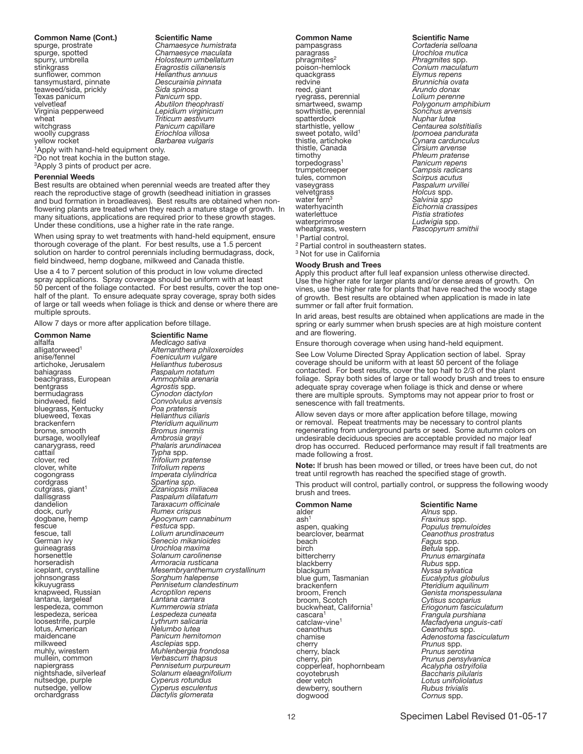| Common Name (Cont.) | Scientific Name |
|---|---|
| spurge, prostrate | *Chamaesyce humistrata* |
| spurge, spotted | *Chamaesyce maculata* |
| spurry, umbrella | *Holosteum umbellatum* |
| stinkgrass | *Eragrostis cilianensis* |
| sunflower, common | *Helianthus annuus* |
| tansymustard, pinnate | *Descurainia pinnata* |
| teaweed/sida, prickly | *Sida spinosa* |
| Texas panicum | *Panicum* spp. |
| velvetleaf | *Abutilon theophrasti* |
| Virginia pepperweed | *Lepidium virginicum* |
| wheat | *Triticum aestivum* |
| witchgrass | *Panicum capillare* |
| woolly cupgrass | *Eriochloa villosa* |
| yellow rocket | *Barbarea vulgaris* |

[1]Apply with hand-held equipment only.
[2]Do not treat kochia in the button stage.
[3]Apply 3 pints of product per acre.

**Perennial Weeds**

Best results are obtained when perennial weeds are treated after they reach the reproductive stage of growth (seedhead initiation in grasses and bud formation in broadleaves). Best results are obtained when non-flowering plants are treated when they reach a mature stage of growth. In many situations, applications are required prior to these growth stages. Under these conditions, use a higher rate in the rate range.

When using spray to wet treatments with hand-held equipment, ensure thorough coverage of the plant. For best results, use a 1.5 percent solution on harder to control perennials including bermudagrass, dock, field bindweed, hemp dogbane, milkweed and Canada thistle.

Use a 4 to 7 percent solution of this product in low volume directed spray applications. Spray coverage should be uniform with at least 50 percent of the foliage contacted. For best results, cover the top one-half of the plant. To ensure adequate spray coverage, spray both sides of large or tall weeds when foliage is thick and dense or where there are multiple sprouts.

Allow 7 days or more after application before tillage.

| Common Name | Scientific Name |
|---|---|
| alfalfa | *Medicago sativa* |
| alligatorweed[1] | *Alternanthera philoxeroides* |
| anise/fennel | *Foeniculum vulgare* |
| artichoke, Jerusalem | *Helianthus tuberosus* |
| bahiagrass | *Paspalum notatum* |
| beachgrass, European | *Ammophila arenaria* |
| bentgrass | *Agrostis* spp. |
| bermudagrass | *Cynodon dactylon* |
| bindweed, field | *Convolvulus arvensis* |
| bluegrass, Kentucky | *Poa pratensis* |
| blueweed, Texas | *Helianthus ciliaris* |
| brackenfern | *Pteridium aquilinum* |
| brome, smooth | *Bromus inermis* |
| bursage, woollyleaf | *Ambrosia grayi* |
| canarygrass, reed | *Phalaris arundinacea* |
| cattail | *Typha* spp. |
| clover, red | *Trifolium pratense* |
| clover, white | *Trifolium repens* |
| cogongrass | *Imperata clylindrica* |
| cordgrass | *Spartina spp.* |
| cutgrass, giant[1] | *Zizaniopsis miliacea* |
| dallisgrass | *Paspalum dilatatum* |
| dandelion | *Taraxacum officinale* |
| dock, curly | *Rumex crispus* |
| dogbane, hemp | *Apocynum cannabinum* |
| fescue | *Festuca* spp. |
| fescue, tall | *Lolium arundinaceum* |
| German ivy | *Senecio mikanioides* |
| guineagrass | *Urochloa maxima* |
| horsenettle | *Solanum carolinense* |
| horseradish | *Armoracia rusticana* |
| iceplant, crystalline | *Mesembryanthemum crystallinum* |
| johnsongrass | *Sorghum halepense* |
| kikuyugrass | *Pennisetum clandestinum* |
| knapweed, Russian | *Acroptilon repens* |
| lantana, largeleaf | *Lantana camara* |
| lespedeza, common | *Kummerowia striata* |
| lespedeza, sericea | *Lespedeza cuneata* |
| loosestrife, purple | *Lythrum salicaria* |
| lotus, American | *Nelumbo lutea* |
| maidencane | *Panicum hemitomon* |
| milkweed | *Asclepias* spp. |
| muhly, wirestem | *Muhlenbergia frondosa* |
| mullein, common | *Verbascum thapsus* |
| napiergrass | *Pennisetum purpureum* |
| nightshade, silverleaf | *Solanum elaeagnifolium* |
| nutsedge, purple | *Cyperus rotundus* |
| nutsedge, yellow | *Cyperus esculentus* |
| orchardgrass | *Dactylis glomerata* |
| pampasgrass | *Cortaderia selloana* |
| paragrass | *Urochloa mutica* |
| phragmites[2] | *Phragmites* spp. |
| poison-hemlock | *Conium maculatum* |
| quackgrass | *Elymus repens* |
| redvine | *Brunnichia ovata* |
| reed, giant | *Arundo donax* |
| ryegrass, perennial | *Lolium perenne* |
| smartweed, swamp | *Polygonum amphibium* |
| sowthistle, perennial | *Sonchus arvensis* |
| spatterdock | *Nuphar lutea* |
| starthistle, yellow | *Centaurea solstitialis* |
| sweet potato, wild[1] | *Ipomoea pandurata* |
| thistle, artichoke | *Cynara cardunculus* |
| thistle, Canada | *Cirsium arvense* |
| timothy | *Phleum pratense* |
| torpedograss[1] | *Panicum repens* |
| trumpetcreeper | *Campsis radicans* |
| tules, common | *Scirpus acutus* |
| vaseygrass | *Paspalum urvillei* |
| velvetgrass | *Holcus* spp. |
| water fern[3] | *Salvinia spp* |
| waterhyacinth | *Eichornia crassipes* |
| waterlettuce | *Pistia stratiotes* |
| waterprimrose | *Ludwigia* spp. |
| wheatgrass, western | *Pascopyrum smithii* |

[1] Partial control.
[2] Partial control in southeastern states.
[3] Not for use in California

**Woody Brush and Trees**

Apply this product after full leaf expansion unless otherwise directed. Use the higher rate for larger plants and/or dense areas of growth. On vines, use the higher rate for plants that have reached the woody stage of growth. Best results are obtained when application is made in late summer or fall after fruit formation.

In arid areas, best results are obtained when applications are made in the spring or early summer when brush species are at high moisture content and are flowering.

Ensure thorough coverage when using hand-held equipment.

See Low Volume Directed Spray Application section of label. Spray coverage should be uniform with at least 50 percent of the foliage contacted. For best results, cover the top half to 2/3 of the plant foliage. Spray both sides of large or tall woody brush and trees to ensure adequate spray coverage when foliage is thick and dense or where there are multiple sprouts. Symptoms may not appear prior to frost or senescence with fall treatments.

Allow seven days or more after application before tillage, mowing or removal. Repeat treatments may be necessary to control plants regenerating from underground parts or seed. Some autumn colors on undesirable deciduous species are acceptable provided no major leaf drop has occurred. Reduced performance may result if fall treatments are made following a frost.

**Note:** If brush has been mowed or tilled, or trees have been cut, do not treat until regrowth has reached the specified stage of growth.

This product will control, partially control, or suppress the following woody brush and trees.

| Common Name | Scientific Name |
|---|---|
| alder | *Alnus* spp. |
| ash[1] | *Fraxinus* spp. |
| aspen, quaking | *Populus tremuloides* |
| bearclover, bearmat | *Ceanothus prostratus* |
| beach | *Fagus* spp. |
| birch | *Betula* spp. |
| bittercherry | *Prunus emarginata* |
| blackberry | *Rubus* spp. |
| blackgum | *Nyssa sylvatica* |
| blue gum, Tasmanian | *Eucalyptus globulus* |
| brackenfern | *Pteridium aquilinum* |
| broom, French | *Genista monspessulana* |
| broom, Scotch | *Cytisus scoparius* |
| buckwheat, California[1] | *Eriogonum fasciculatum* |
| cascara[1] | *Frangula purshiana* |
| catclaw-vine[1] | *Macfadyena unguis-cati* |
| ceanothus | *Ceanothus* spp. |
| chamise | *Adenostoma fasciculatum* |
| cherry | *Prunus* spp. |
| cherry, black | *Prunus serotina* |
| cherry, pin | *Prunus pensylvanica* |
| copperleaf, hophornbeam | *Acalypha ostryifolia* |
| coyotebrush | *Baccharis pilularis* |
| deer vetch | *Lotus unifoliolatus* |
| dewberry, southern | *Rubus trivialis* |
| dogwood | *Cornus* spp. |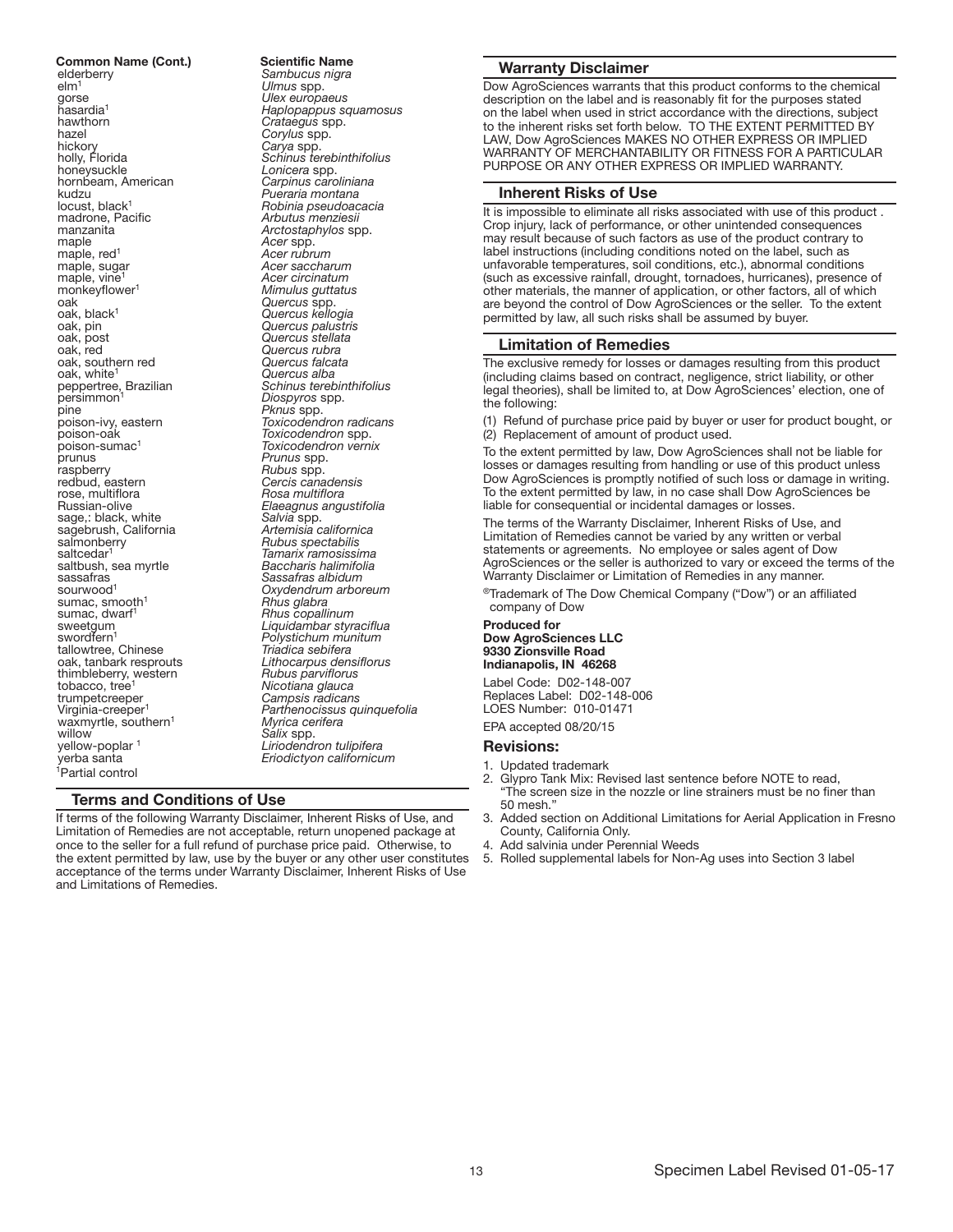| Common Name (Cont.) | Scientific Name |
|---|---|
| elderberry | *Sambucus nigra* |
| elm[1] | *Ulmus* spp. |
| gorse | *Ulex europaeus* |
| hasardia[1] | *Haplopappus squamosus* |
| hawthorn | *Crataegus* spp. |
| hazel | *Corylus* spp. |
| hickory | *Carya* spp. |
| holly, Florida | *Schinus terebinthifolius* |
| honeysuckle | *Lonicera* spp. |
| hornbeam, American | *Carpinus caroliniana* |
| kudzu | *Pueraria montana* |
| locust, black[1] | *Robinia pseudoacacia* |
| madrone, Pacific | *Arbutus menziesii* |
| manzanita | *Arctostaphylos* spp. |
| maple | *Acer* spp. |
| maple, red[1] | *Acer rubrum* |
| maple, sugar | *Acer saccharum* |
| maple, vine[1] | *Acer circinatum* |
| monkeyflower[1] | *Mimulus guttatus* |
| oak | *Quercus* spp. |
| oak, black[1] | *Quercus kellogia* |
| oak, pin | *Quercus palustris* |
| oak, post | *Quercus stellata* |
| oak, red | *Quercus rubra* |
| oak, southern red | *Quercus falcata* |
| oak, white[1] | *Quercus alba* |
| peppertree, Brazilian | *Schinus terebinthifolius* |
| persimmon[1] | *Diospyros* spp. |
| pine | *Pknus* spp. |
| poison-ivy, eastern | *Toxicodendron radicans* |
| poison-oak | *Toxicodendron* spp. |
| poison-sumac[1] | *Toxicodendron vernix* |
| prunus | *Prunus* spp. |
| raspberry | *Rubus* spp. |
| redbud, eastern | *Cercis canadensis* |
| rose, multiflora | *Rosa multiflora* |
| Russian-olive | *Elaeagnus angustifolia* |
| sage,: black, white | *Salvia* spp. |
| sagebrush, California | *Artemisia californica* |
| salmonberry | *Rubus spectabilis* |
| saltcedar[1] | *Tamarix ramosissima* |
| saltbush, sea myrtle | *Baccharis halimifolia* |
| sassafras | *Sassafras albidum* |
| sourwood[1] | *Oxydendrum arboreum* |
| sumac, smooth[1] | *Rhus glabra* |
| sumac, dwarf[1] | *Rhus copallinum* |
| sweetgum | *Liquidambar styraciflua* |
| swordfern[1] | *Polystichum munitum* |
| tallowtree, Chinese | *Triadica sebifera* |
| oak, tanbark resprouts | *Lithocarpus densiflorus* |
| thimbleberry, western | *Rubus parviflorus* |
| tobacco, tree[1] | *Nicotiana glauca* |
| trumpetcreeper | *Campsis radicans* |
| Virginia-creeper[1] | *Parthenocissus quinquefolia* |
| waxmyrtle, southern[1] | *Myrica cerifera* |
| willow | *Salix* spp. |
| yellow-poplar [1] | *Liriodendron tulipifera* |
| yerba santa | *Eriodictyon californicum* |

[1]Partial control

## Terms and Conditions of Use

If terms of the following Warranty Disclaimer, Inherent Risks of Use, and Limitation of Remedies are not acceptable, return unopened package at once to the seller for a full refund of purchase price paid. Otherwise, to the extent permitted by law, use by the buyer or any other user constitutes acceptance of the terms under Warranty Disclaimer, Inherent Risks of Use and Limitations of Remedies.

## Warranty Disclaimer

Dow AgroSciences warrants that this product conforms to the chemical description on the label and is reasonably fit for the purposes stated on the label when used in strict accordance with the directions, subject to the inherent risks set forth below. TO THE EXTENT PERMITTED BY LAW, Dow AgroSciences MAKES NO OTHER EXPRESS OR IMPLIED WARRANTY OF MERCHANTABILITY OR FITNESS FOR A PARTICULAR PURPOSE OR ANY OTHER EXPRESS OR IMPLIED WARRANTY.

## Inherent Risks of Use

It is impossible to eliminate all risks associated with use of this product . Crop injury, lack of performance, or other unintended consequences may result because of such factors as use of the product contrary to label instructions (including conditions noted on the label, such as unfavorable temperatures, soil conditions, etc.), abnormal conditions (such as excessive rainfall, drought, tornadoes, hurricanes), presence of other materials, the manner of application, or other factors, all of which are beyond the control of Dow AgroSciences or the seller. To the extent permitted by law, all such risks shall be assumed by buyer.

## Limitation of Remedies

The exclusive remedy for losses or damages resulting from this product (including claims based on contract, negligence, strict liability, or other legal theories), shall be limited to, at Dow AgroSciences' election, one of the following:

(1) Refund of purchase price paid by buyer or user for product bought, or
(2) Replacement of amount of product used.

To the extent permitted by law, Dow AgroSciences shall not be liable for losses or damages resulting from handling or use of this product unless Dow AgroSciences is promptly notified of such loss or damage in writing. To the extent permitted by law, in no case shall Dow AgroSciences be liable for consequential or incidental damages or losses.

The terms of the Warranty Disclaimer, Inherent Risks of Use, and Limitation of Remedies cannot be varied by any written or verbal statements or agreements. No employee or sales agent of Dow AgroSciences or the seller is authorized to vary or exceed the terms of the Warranty Disclaimer or Limitation of Remedies in any manner.

®Trademark of The Dow Chemical Company ("Dow") or an affiliated company of Dow

**Produced for**
**Dow AgroSciences LLC**
**9330 Zionsville Road**
**Indianapolis, IN 46268**

Label Code: D02-148-007
Replaces Label: D02-148-006
LOES Number: 010-01471

EPA accepted 08/20/15

## Revisions:

1. Updated trademark
2. Glypro Tank Mix: Revised last sentence before NOTE to read, "The screen size in the nozzle or line strainers must be no finer than 50 mesh."
3. Added section on Additional Limitations for Aerial Application in Fresno County, California Only.
4. Add salvinia under Perennial Weeds
5. Rolled supplemental labels for Non-Ag uses into Section 3 label

Specimen Label Revised 01-05-17